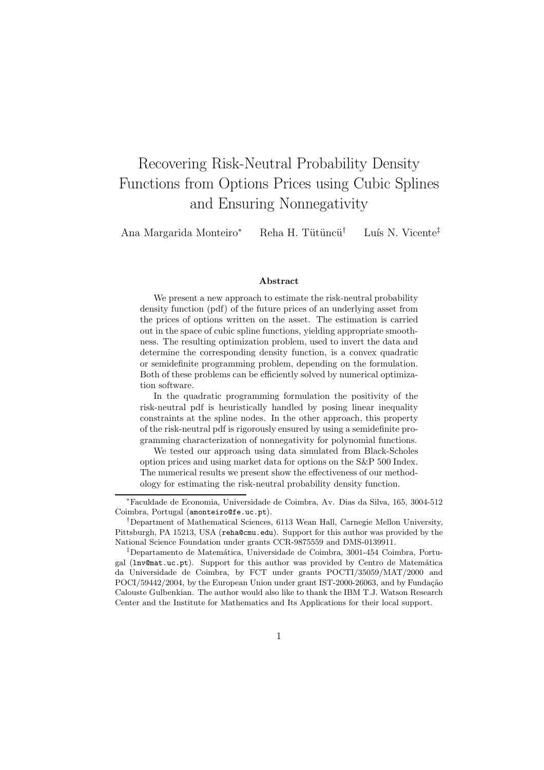# Recovering Risk-Neutral Probability Density Functions from Options Prices using Cubic Splines and Ensuring Nonnegativity

Ana Margarida Monteiro[*] Reha H. Tütüncü[†] Luís N. Vicente[‡]

### Abstract

We present a new approach to estimate the risk-neutral probability density function (pdf) of the future prices of an underlying asset from the prices of options written on the asset. The estimation is carried out in the space of cubic spline functions, yielding appropriate smoothness. The resulting optimization problem, used to invert the data and determine the corresponding density function, is a convex quadratic or semidefinite programming problem, depending on the formulation. Both of these problems can be efficiently solved by numerical optimization software.

In the quadratic programming formulation the positivity of the risk-neutral pdf is heuristically handled by posing linear inequality constraints at the spline nodes. In the other approach, this property of the risk-neutral pdf is rigorously ensured by using a semidefinite programming characterization of nonnegativity for polynomial functions.

We tested our approach using data simulated from Black-Scholes option prices and using market data for options on the S&P 500 Index. The numerical results we present show the effectiveness of our methodology for estimating the risk-neutral probability density function.

---

[*] Faculdade de Economia, Universidade de Coimbra, Av. Dias da Silva, 165, 3004-512 Coimbra, Portugal (amonteiro@fe.uc.pt).

[†] Department of Mathematical Sciences, 6113 Wean Hall, Carnegie Mellon University, Pittsburgh, PA 15213, USA (reha@cmu.edu). Support for this author was provided by the National Science Foundation under grants CCR-9875559 and DMS-0139911.

[‡] Departamento de Matemática, Universidade de Coimbra, 3001-454 Coimbra, Portugal (lnv@mat.uc.pt). Support for this author was provided by Centro de Matemática da Universidade de Coimbra, by FCT under grants POCTI/35059/MAT/2000 and POCI/59442/2004, by the European Union under grant IST-2000-26063, and by Fundação Calouste Gulbenkian. The author would also like to thank the IBM T.J. Watson Research Center and the Institute for Mathematics and Its Applications for their local support.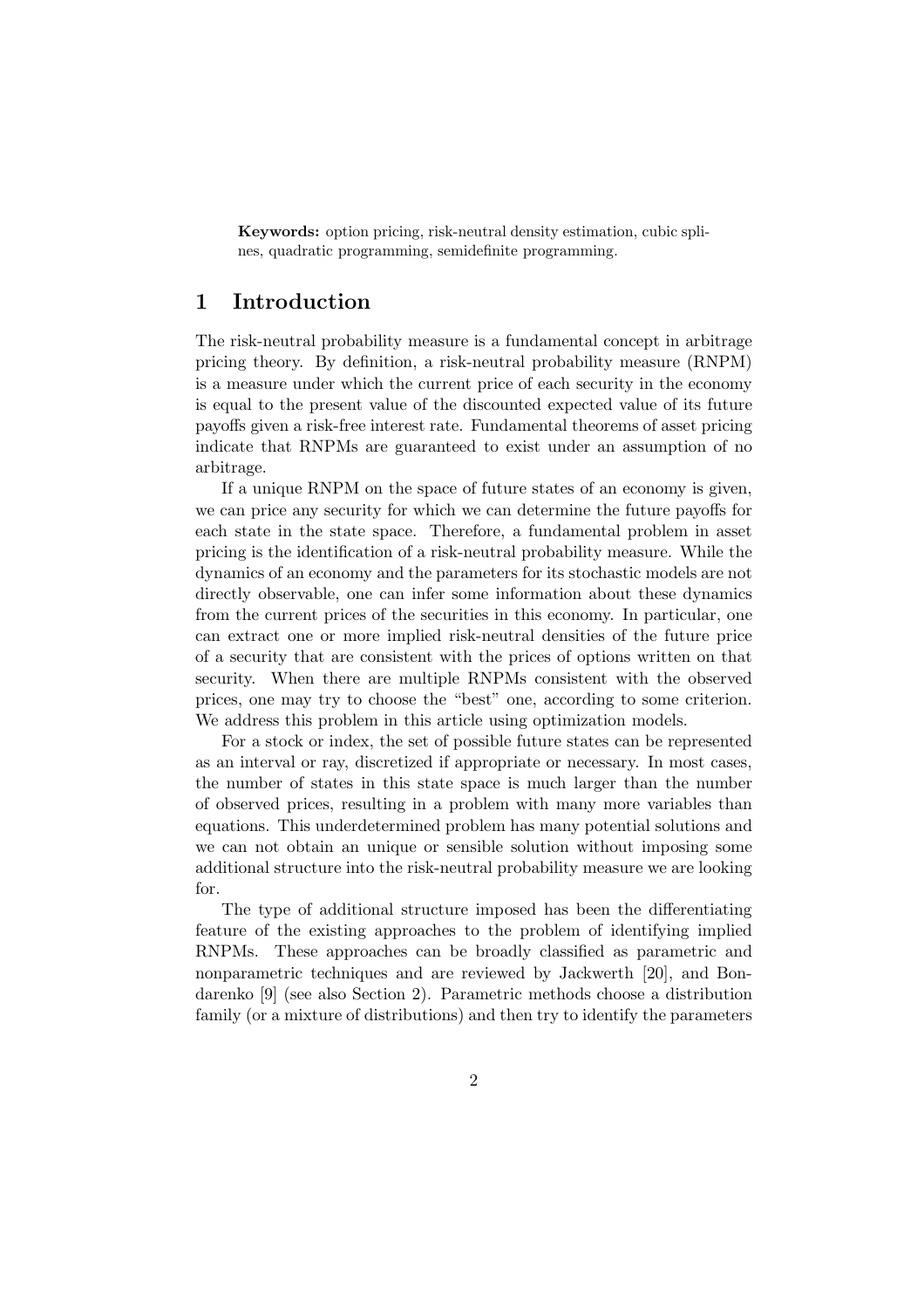**Keywords:** option pricing, risk-neutral density estimation, cubic splines, quadratic programming, semidefinite programming.

# 1 Introduction

The risk-neutral probability measure is a fundamental concept in arbitrage pricing theory. By definition, a risk-neutral probability measure (RNPM) is a measure under which the current price of each security in the economy is equal to the present value of the discounted expected value of its future payoffs given a risk-free interest rate. Fundamental theorems of asset pricing indicate that RNPMs are guaranteed to exist under an assumption of no arbitrage.

If a unique RNPM on the space of future states of an economy is given, we can price any security for which we can determine the future payoffs for each state in the state space. Therefore, a fundamental problem in asset pricing is the identification of a risk-neutral probability measure. While the dynamics of an economy and the parameters for its stochastic models are not directly observable, one can infer some information about these dynamics from the current prices of the securities in this economy. In particular, one can extract one or more implied risk-neutral densities of the future price of a security that are consistent with the prices of options written on that security. When there are multiple RNPMs consistent with the observed prices, one may try to choose the "best" one, according to some criterion. We address this problem in this article using optimization models.

For a stock or index, the set of possible future states can be represented as an interval or ray, discretized if appropriate or necessary. In most cases, the number of states in this state space is much larger than the number of observed prices, resulting in a problem with many more variables than equations. This underdetermined problem has many potential solutions and we can not obtain an unique or sensible solution without imposing some additional structure into the risk-neutral probability measure we are looking for.

The type of additional structure imposed has been the differentiating feature of the existing approaches to the problem of identifying implied RNPMs. These approaches can be broadly classified as parametric and nonparametric techniques and are reviewed by Jackwerth [20], and Bondarenko [9] (see also Section 2). Parametric methods choose a distribution family (or a mixture of distributions) and then try to identify the parameters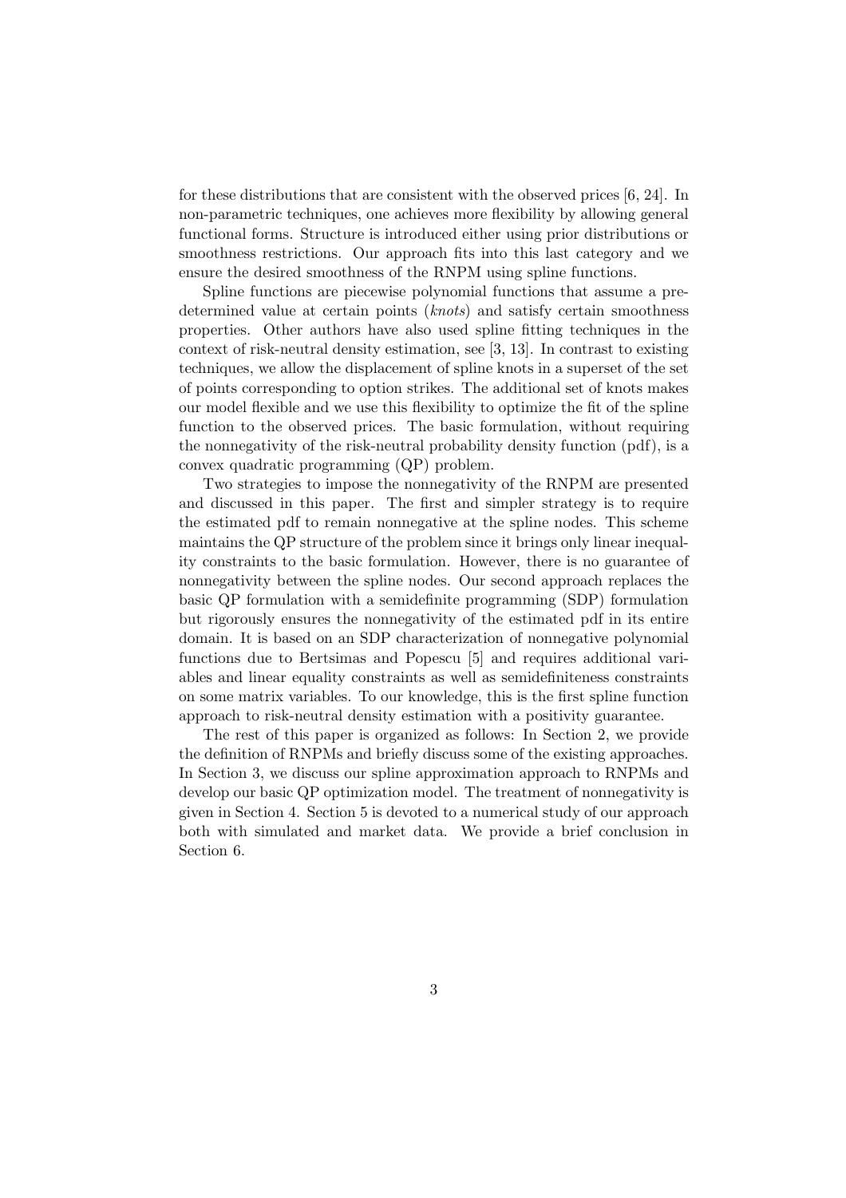for these distributions that are consistent with the observed prices [6, 24]. In non-parametric techniques, one achieves more flexibility by allowing general functional forms. Structure is introduced either using prior distributions or smoothness restrictions. Our approach fits into this last category and we ensure the desired smoothness of the RNPM using spline functions.

Spline functions are piecewise polynomial functions that assume a predetermined value at certain points (*knots*) and satisfy certain smoothness properties. Other authors have also used spline fitting techniques in the context of risk-neutral density estimation, see [3, 13]. In contrast to existing techniques, we allow the displacement of spline knots in a superset of the set of points corresponding to option strikes. The additional set of knots makes our model flexible and we use this flexibility to optimize the fit of the spline function to the observed prices. The basic formulation, without requiring the nonnegativity of the risk-neutral probability density function (pdf), is a convex quadratic programming (QP) problem.

Two strategies to impose the nonnegativity of the RNPM are presented and discussed in this paper. The first and simpler strategy is to require the estimated pdf to remain nonnegative at the spline nodes. This scheme maintains the QP structure of the problem since it brings only linear inequality constraints to the basic formulation. However, there is no guarantee of nonnegativity between the spline nodes. Our second approach replaces the basic QP formulation with a semidefinite programming (SDP) formulation but rigorously ensures the nonnegativity of the estimated pdf in its entire domain. It is based on an SDP characterization of nonnegative polynomial functions due to Bertsimas and Popescu [5] and requires additional variables and linear equality constraints as well as semidefiniteness constraints on some matrix variables. To our knowledge, this is the first spline function approach to risk-neutral density estimation with a positivity guarantee.

The rest of this paper is organized as follows: In Section 2, we provide the definition of RNPMs and briefly discuss some of the existing approaches. In Section 3, we discuss our spline approximation approach to RNPMs and develop our basic QP optimization model. The treatment of nonnegativity is given in Section 4. Section 5 is devoted to a numerical study of our approach both with simulated and market data. We provide a brief conclusion in Section 6.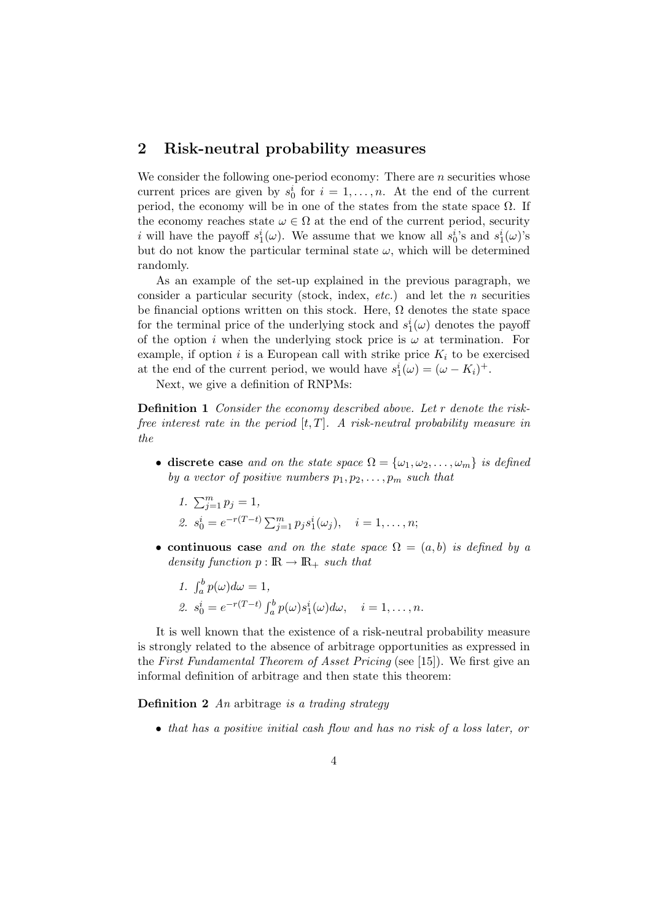## 2 Risk-neutral probability measures

We consider the following one-period economy: There are $n$ securities whose current prices are given by $s_0^i$ for $i = 1, \ldots, n$. At the end of the current period, the economy will be in one of the states from the state space $\Omega$. If the economy reaches state $\omega \in \Omega$ at the end of the current period, security $i$ will have the payoff $s_1^i(\omega)$. We assume that we know all $s_0^i$'s and $s_1^i(\omega)$'s but do not know the particular terminal state $\omega$, which will be determined randomly.

As an example of the set-up explained in the previous paragraph, we consider a particular security (stock, index, *etc.*) and let the $n$ securities be financial options written on this stock. Here, $\Omega$ denotes the state space for the terminal price of the underlying stock and $s_1^i(\omega)$ denotes the payoff of the option $i$ when the underlying stock price is $\omega$ at termination. For example, if option $i$ is a European call with strike price $K_i$ to be exercised at the end of the current period, we would have $s_1^i(\omega) = (\omega - K_i)^+$.

Next, we give a definition of RNPMs:

**Definition 1** *Consider the economy described above. Let $r$ denote the risk-free interest rate in the period $[t, T]$. A risk-neutral probability measure in the*

- **discrete case** *and on the state space $\Omega = \{\omega_1, \omega_2, \ldots, \omega_m\}$ is defined by a vector of positive numbers $p_1, p_2, \ldots, p_m$ such that*
  1. $\sum_{j=1}^{m} p_j = 1$,
  2. $s_0^i = e^{-r(T-t)} \sum_{j=1}^{m} p_j s_1^i(\omega_j), \quad i = 1, \ldots, n;$
- **continuous case** *and on the state space $\Omega = (a, b)$ is defined by a density function $p : \mathbb{R} \to \mathbb{R}_+$ such that*
  1. $\int_a^b p(\omega) d\omega = 1$,
  2. $s_0^i = e^{-r(T-t)} \int_a^b p(\omega) s_1^i(\omega) d\omega, \quad i = 1, \ldots, n.$

It is well known that the existence of a risk-neutral probability measure is strongly related to the absence of arbitrage opportunities as expressed in the *First Fundamental Theorem of Asset Pricing* (see [15]). We first give an informal definition of arbitrage and then state this theorem:

**Definition 2** *An* arbitrage *is a trading strategy*

- *that has a positive initial cash flow and has no risk of a loss later, or*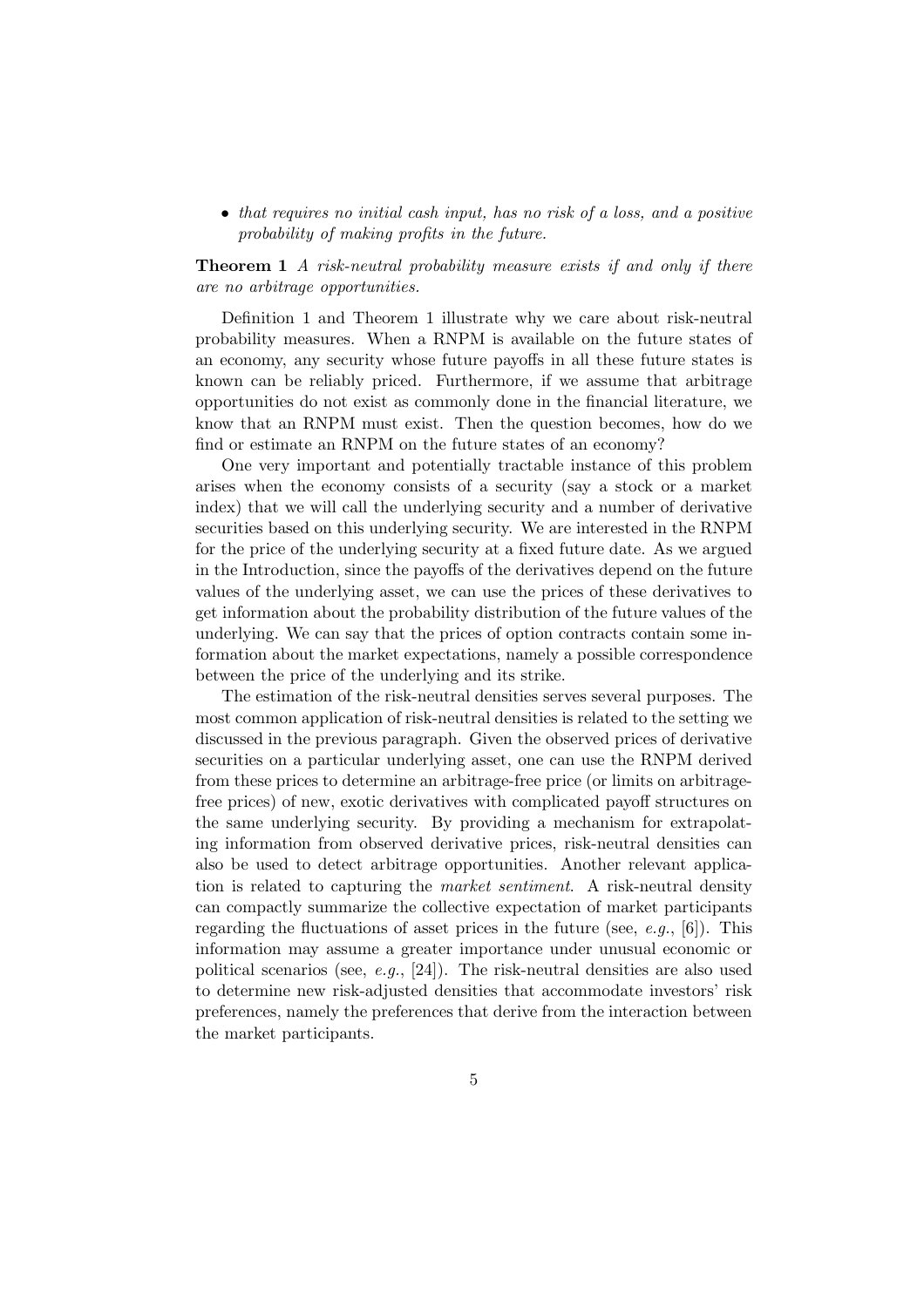- *that requires no initial cash input, has no risk of a loss, and a positive probability of making profits in the future.*

**Theorem 1** *A risk-neutral probability measure exists if and only if there are no arbitrage opportunities.*

Definition 1 and Theorem 1 illustrate why we care about risk-neutral probability measures. When a RNPM is available on the future states of an economy, any security whose future payoffs in all these future states is known can be reliably priced. Furthermore, if we assume that arbitrage opportunities do not exist as commonly done in the financial literature, we know that an RNPM must exist. Then the question becomes, how do we find or estimate an RNPM on the future states of an economy?

One very important and potentially tractable instance of this problem arises when the economy consists of a security (say a stock or a market index) that we will call the underlying security and a number of derivative securities based on this underlying security. We are interested in the RNPM for the price of the underlying security at a fixed future date. As we argued in the Introduction, since the payoffs of the derivatives depend on the future values of the underlying asset, we can use the prices of these derivatives to get information about the probability distribution of the future values of the underlying. We can say that the prices of option contracts contain some information about the market expectations, namely a possible correspondence between the price of the underlying and its strike.

The estimation of the risk-neutral densities serves several purposes. The most common application of risk-neutral densities is related to the setting we discussed in the previous paragraph. Given the observed prices of derivative securities on a particular underlying asset, one can use the RNPM derived from these prices to determine an arbitrage-free price (or limits on arbitrage-free prices) of new, exotic derivatives with complicated payoff structures on the same underlying security. By providing a mechanism for extrapolating information from observed derivative prices, risk-neutral densities can also be used to detect arbitrage opportunities. Another relevant application is related to capturing the *market sentiment*. A risk-neutral density can compactly summarize the collective expectation of market participants regarding the fluctuations of asset prices in the future (see, *e.g.*, [6]). This information may assume a greater importance under unusual economic or political scenarios (see, *e.g.*, [24]). The risk-neutral densities are also used to determine new risk-adjusted densities that accommodate investors' risk preferences, namely the preferences that derive from the interaction between the market participants.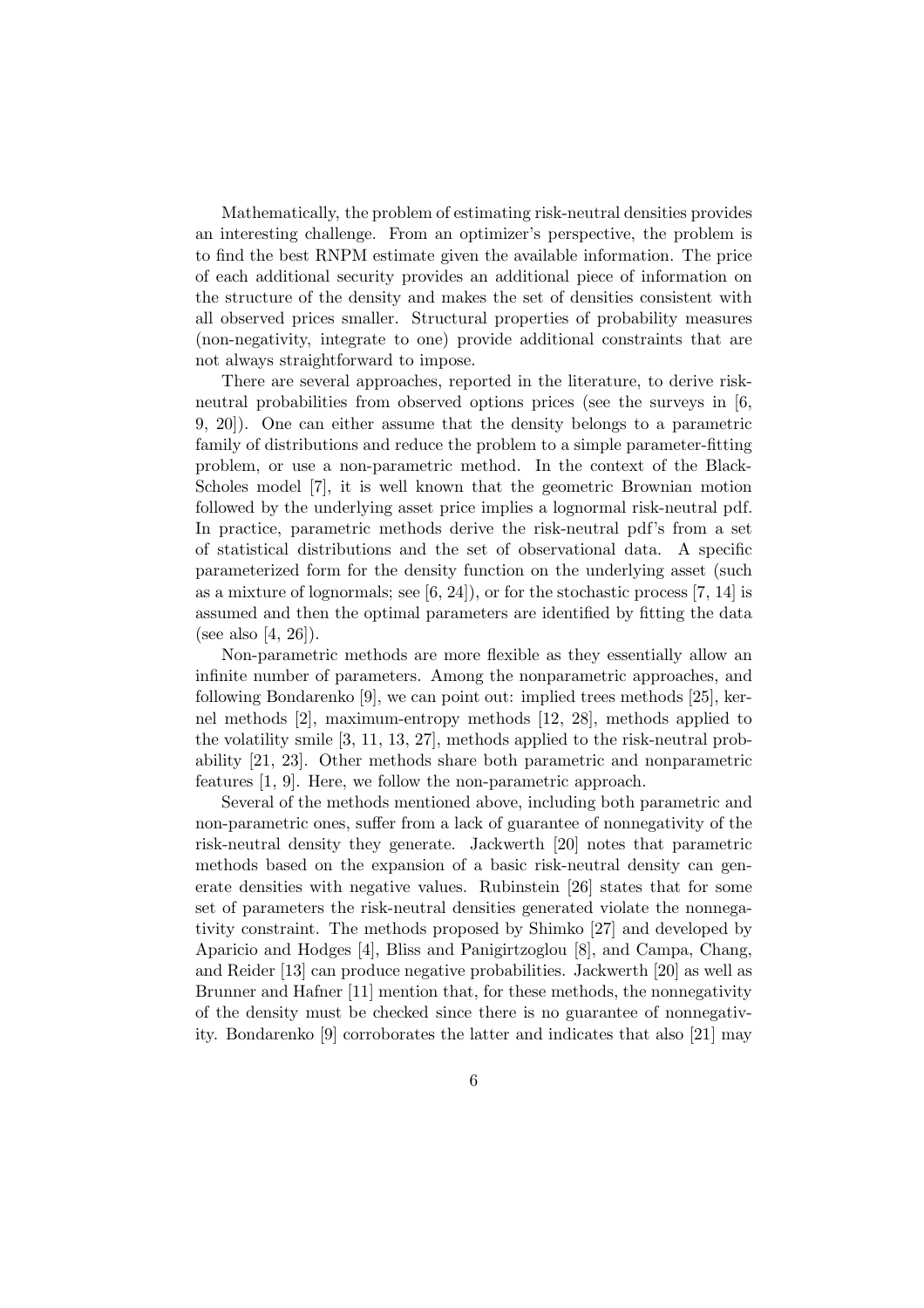Mathematically, the problem of estimating risk-neutral densities provides an interesting challenge. From an optimizer's perspective, the problem is to find the best RNPM estimate given the available information. The price of each additional security provides an additional piece of information on the structure of the density and makes the set of densities consistent with all observed prices smaller. Structural properties of probability measures (non-negativity, integrate to one) provide additional constraints that are not always straightforward to impose.

There are several approaches, reported in the literature, to derive risk-neutral probabilities from observed options prices (see the surveys in [6, 9, 20]). One can either assume that the density belongs to a parametric family of distributions and reduce the problem to a simple parameter-fitting problem, or use a non-parametric method. In the context of the Black-Scholes model [7], it is well known that the geometric Brownian motion followed by the underlying asset price implies a lognormal risk-neutral pdf. In practice, parametric methods derive the risk-neutral pdf's from a set of statistical distributions and the set of observational data. A specific parameterized form for the density function on the underlying asset (such as a mixture of lognormals; see [6, 24]), or for the stochastic process [7, 14] is assumed and then the optimal parameters are identified by fitting the data (see also [4, 26]).

Non-parametric methods are more flexible as they essentially allow an infinite number of parameters. Among the nonparametric approaches, and following Bondarenko [9], we can point out: implied trees methods [25], kernel methods [2], maximum-entropy methods [12, 28], methods applied to the volatility smile [3, 11, 13, 27], methods applied to the risk-neutral probability [21, 23]. Other methods share both parametric and nonparametric features [1, 9]. Here, we follow the non-parametric approach.

Several of the methods mentioned above, including both parametric and non-parametric ones, suffer from a lack of guarantee of nonnegativity of the risk-neutral density they generate. Jackwerth [20] notes that parametric methods based on the expansion of a basic risk-neutral density can generate densities with negative values. Rubinstein [26] states that for some set of parameters the risk-neutral densities generated violate the nonnegativity constraint. The methods proposed by Shimko [27] and developed by Aparicio and Hodges [4], Bliss and Panigirtzoglou [8], and Campa, Chang, and Reider [13] can produce negative probabilities. Jackwerth [20] as well as Brunner and Hafner [11] mention that, for these methods, the nonnegativity of the density must be checked since there is no guarantee of nonnegativity. Bondarenko [9] corroborates the latter and indicates that also [21] may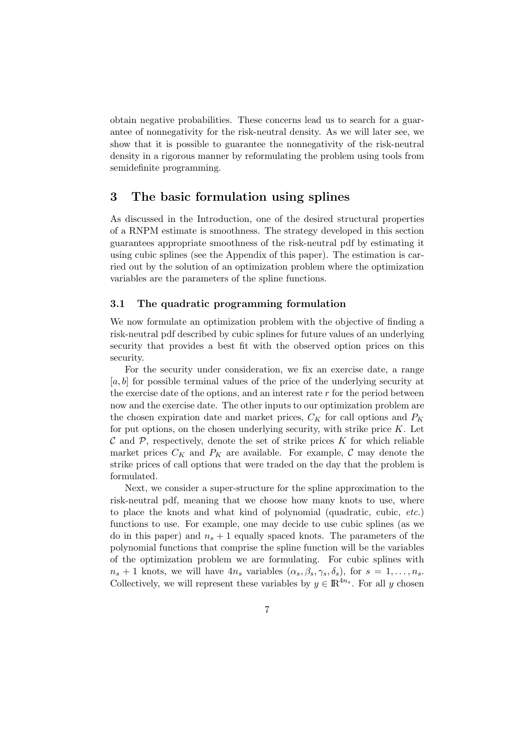obtain negative probabilities. These concerns lead us to search for a guarantee of nonnegativity for the risk-neutral density. As we will later see, we show that it is possible to guarantee the nonnegativity of the risk-neutral density in a rigorous manner by reformulating the problem using tools from semidefinite programming.

## 3 The basic formulation using splines

As discussed in the Introduction, one of the desired structural properties of a RNPM estimate is smoothness. The strategy developed in this section guarantees appropriate smoothness of the risk-neutral pdf by estimating it using cubic splines (see the Appendix of this paper). The estimation is carried out by the solution of an optimization problem where the optimization variables are the parameters of the spline functions.

### 3.1 The quadratic programming formulation

We now formulate an optimization problem with the objective of finding a risk-neutral pdf described by cubic splines for future values of an underlying security that provides a best fit with the observed option prices on this security.

For the security under consideration, we fix an exercise date, a range $[a, b]$ for possible terminal values of the price of the underlying security at the exercise date of the options, and an interest rate $r$ for the period between now and the exercise date. The other inputs to our optimization problem are the chosen expiration date and market prices, $C_K$ for call options and $P_K$ for put options, on the chosen underlying security, with strike price $K$. Let $\mathcal{C}$ and $\mathcal{P}$, respectively, denote the set of strike prices $K$ for which reliable market prices $C_K$ and $P_K$ are available. For example, $\mathcal{C}$ may denote the strike prices of call options that were traded on the day that the problem is formulated.

Next, we consider a super-structure for the spline approximation to the risk-neutral pdf, meaning that we choose how many knots to use, where to place the knots and what kind of polynomial (quadratic, cubic, *etc.*) functions to use. For example, one may decide to use cubic splines (as we do in this paper) and $n_s + 1$ equally spaced knots. The parameters of the polynomial functions that comprise the spline function will be the variables of the optimization problem we are formulating. For cubic splines with $n_s + 1$ knots, we will have $4n_s$ variables $(\alpha_s, \beta_s, \gamma_s, \delta_s)$, for $s = 1, \ldots, n_s$. Collectively, we will represent these variables by $y \in \mathbb{R}^{4n_s}$. For all $y$ chosen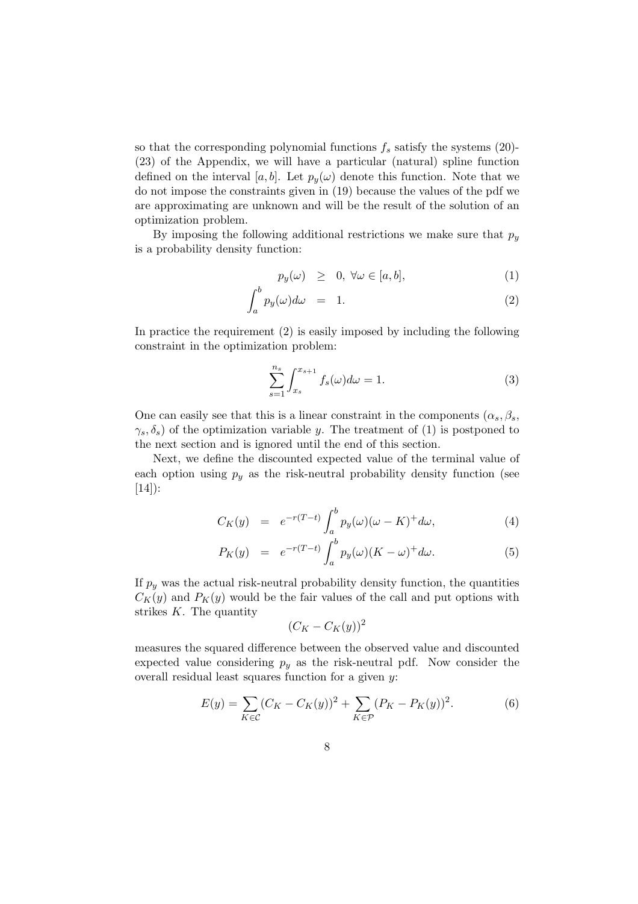so that the corresponding polynomial functions $f_s$ satisfy the systems (20)-(23) of the Appendix, we will have a particular (natural) spline function defined on the interval $[a, b]$. Let $p_y(\omega)$ denote this function. Note that we do not impose the constraints given in (19) because the values of the pdf we are approximating are unknown and will be the result of the solution of an optimization problem.

By imposing the following additional restrictions we make sure that $p_y$ is a probability density function:

$$p_y(\omega) \geq 0, \ \forall \omega \in [a, b], \tag{1}$$

$$\int_a^b p_y(\omega) d\omega = 1. \tag{2}$$

In practice the requirement (2) is easily imposed by including the following constraint in the optimization problem:

$$\sum_{s=1}^{n_s} \int_{x_s}^{x_{s+1}} f_s(\omega) d\omega = 1. \tag{3}$$

One can easily see that this is a linear constraint in the components $(\alpha_s, \beta_s, \gamma_s, \delta_s)$ of the optimization variable $y$. The treatment of (1) is postponed to the next section and is ignored until the end of this section.

Next, we define the discounted expected value of the terminal value of each option using $p_y$ as the risk-neutral probability density function (see [14]):

$$C_K(y) = e^{-r(T-t)} \int_a^b p_y(\omega)(\omega - K)^+ d\omega, \tag{4}$$

$$P_K(y) = e^{-r(T-t)} \int_a^b p_y(\omega)(K - \omega)^+ d\omega. \tag{5}$$

If $p_y$ was the actual risk-neutral probability density function, the quantities $C_K(y)$ and $P_K(y)$ would be the fair values of the call and put options with strikes $K$. The quantity

$$(C_K - C_K(y))^2$$

measures the squared difference between the observed value and discounted expected value considering $p_y$ as the risk-neutral pdf. Now consider the overall residual least squares function for a given $y$:

$$E(y) = \sum_{K \in \mathcal{C}} (C_K - C_K(y))^2 + \sum_{K \in \mathcal{P}} (P_K - P_K(y))^2. \tag{6}$$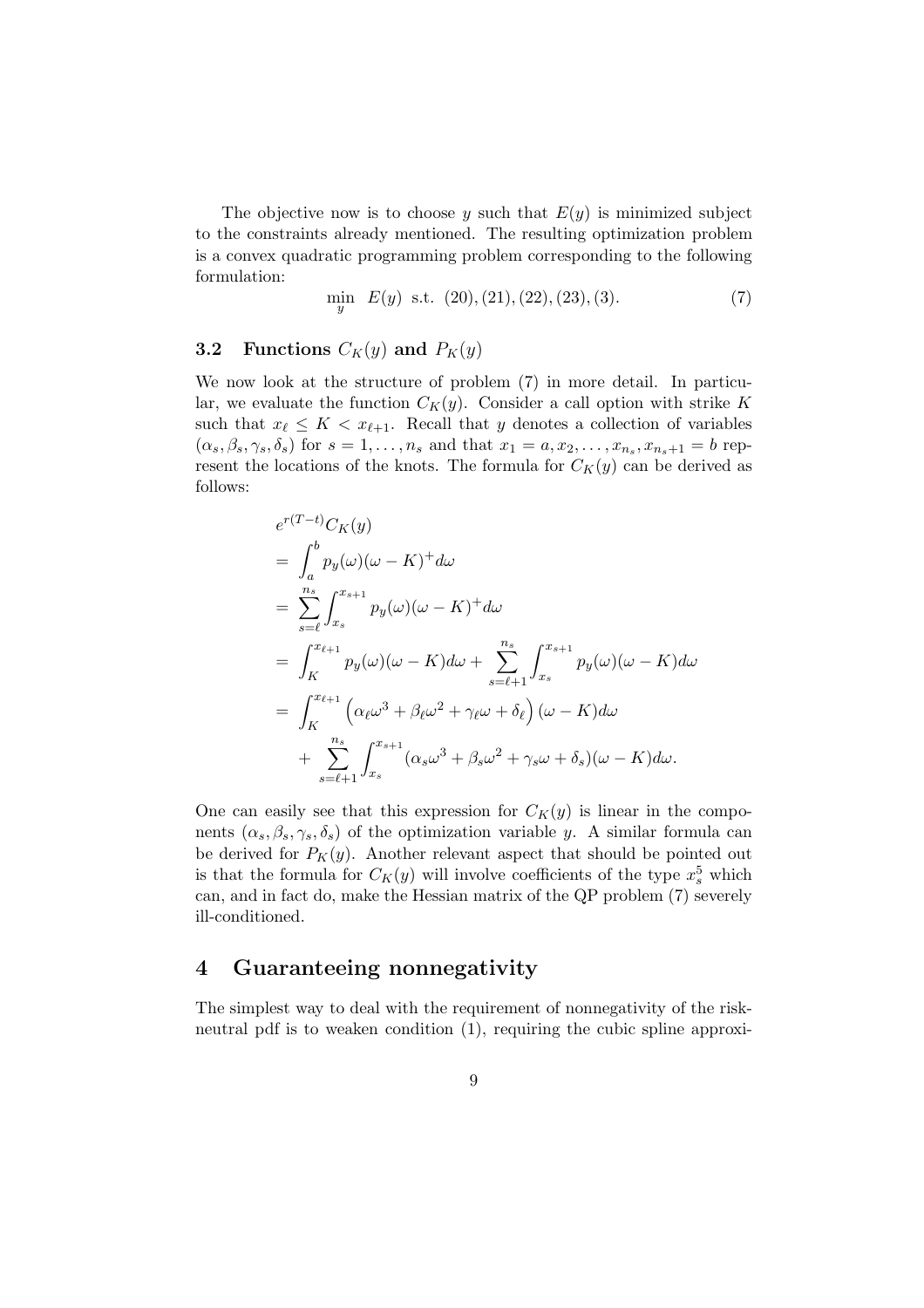The objective now is to choose $y$ such that $E(y)$ is minimized subject to the constraints already mentioned. The resulting optimization problem is a convex quadratic programming problem corresponding to the following formulation:

$$\min_{y} \ E(y) \ \text{ s.t. } (20), (21), (22), (23), (3). \tag{7}$$

### 3.2 Functions $C_K(y)$ and $P_K(y)$

We now look at the structure of problem (7) in more detail. In particular, we evaluate the function $C_K(y)$. Consider a call option with strike $K$ such that $x_\ell \leq K < x_{\ell+1}$. Recall that $y$ denotes a collection of variables $(\alpha_s, \beta_s, \gamma_s, \delta_s)$ for $s = 1, \ldots, n_s$ and that $x_1 = a, x_2, \ldots, x_{n_s}, x_{n_s+1} = b$ represent the locations of the knots. The formula for $C_K(y)$ can be derived as follows:

$$\begin{aligned}
& e^{r(T-t)} C_K(y) \\
&= \int_a^b p_y(\omega)(\omega - K)^+ d\omega \\
&= \sum_{s=\ell}^{n_s} \int_{x_s}^{x_{s+1}} p_y(\omega)(\omega - K)^+ d\omega \\
&= \int_K^{x_{\ell+1}} p_y(\omega)(\omega - K) d\omega + \sum_{s=\ell+1}^{n_s} \int_{x_s}^{x_{s+1}} p_y(\omega)(\omega - K) d\omega \\
&= \int_K^{x_{\ell+1}} \left(\alpha_\ell \omega^3 + \beta_\ell \omega^2 + \gamma_\ell \omega + \delta_\ell\right)(\omega - K) d\omega \\
&\quad + \sum_{s=\ell+1}^{n_s} \int_{x_s}^{x_{s+1}} (\alpha_s \omega^3 + \beta_s \omega^2 + \gamma_s \omega + \delta_s)(\omega - K) d\omega.
\end{aligned}$$

One can easily see that this expression for $C_K(y)$ is linear in the components $(\alpha_s, \beta_s, \gamma_s, \delta_s)$ of the optimization variable $y$. A similar formula can be derived for $P_K(y)$. Another relevant aspect that should be pointed out is that the formula for $C_K(y)$ will involve coefficients of the type $x_s^5$ which can, and in fact do, make the Hessian matrix of the QP problem (7) severely ill-conditioned.

## 4 Guaranteeing nonnegativity

The simplest way to deal with the requirement of nonnegativity of the risk-neutral pdf is to weaken condition (1), requiring the cubic spline approxi-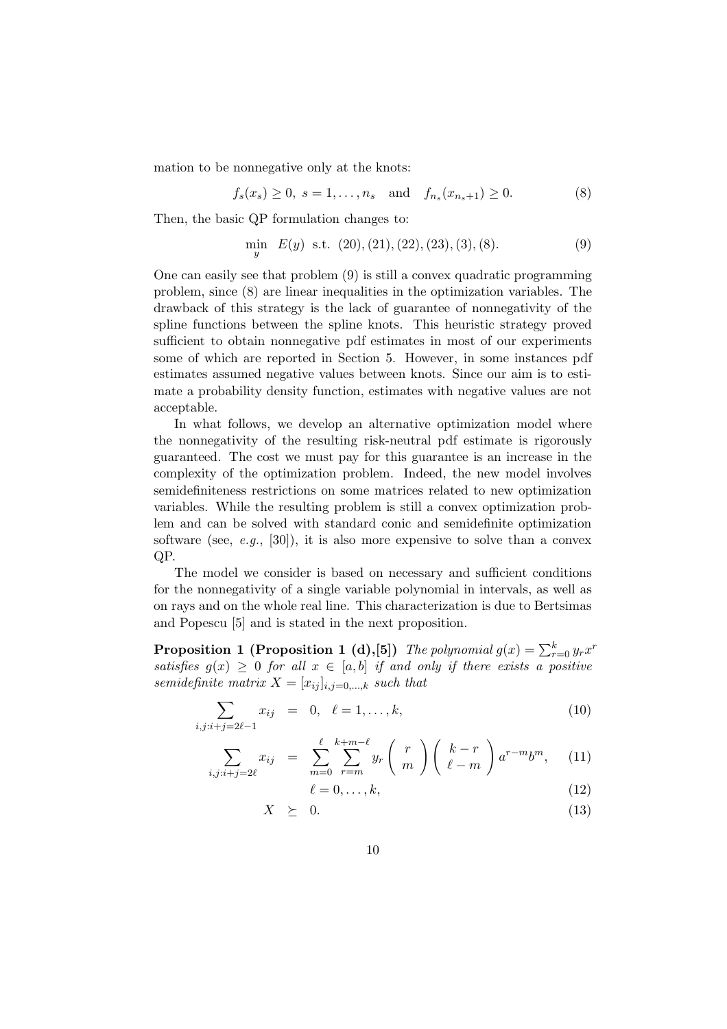mation to be nonnegative only at the knots:

$$f_s(x_s) \geq 0,\ s = 1, \ldots, n_s \quad \text{and} \quad f_{n_s}(x_{n_s+1}) \geq 0. \tag{8}$$

Then, the basic QP formulation changes to:

$$\min_y \ E(y) \ \text{s.t.} \ (20), (21), (22), (23), (3), (8). \tag{9}$$

One can easily see that problem (9) is still a convex quadratic programming problem, since (8) are linear inequalities in the optimization variables. The drawback of this strategy is the lack of guarantee of nonnegativity of the spline functions between the spline knots. This heuristic strategy proved sufficient to obtain nonnegative pdf estimates in most of our experiments some of which are reported in Section 5. However, in some instances pdf estimates assumed negative values between knots. Since our aim is to estimate a probability density function, estimates with negative values are not acceptable.

In what follows, we develop an alternative optimization model where the nonnegativity of the resulting risk-neutral pdf estimate is rigorously guaranteed. The cost we must pay for this guarantee is an increase in the complexity of the optimization problem. Indeed, the new model involves semidefiniteness restrictions on some matrices related to new optimization variables. While the resulting problem is still a convex optimization problem and can be solved with standard conic and semidefinite optimization software (see, *e.g.*, [30]), it is also more expensive to solve than a convex QP.

The model we consider is based on necessary and sufficient conditions for the nonnegativity of a single variable polynomial in intervals, as well as on rays and on the whole real line. This characterization is due to Bertsimas and Popescu [5] and is stated in the next proposition.

**Proposition 1 (Proposition 1 (d),[5])** *The polynomial* $g(x) = \sum_{r=0}^{k} y_r x^r$ *satisfies* $g(x) \geq 0$ *for all* $x \in [a, b]$ *if and only if there exists a positive semidefinite matrix* $X = [x_{ij}]_{i,j=0,\ldots,k}$ *such that*

$$\sum_{i,j:i+j=2\ell-1} x_{ij} = 0, \quad \ell = 1, \ldots, k, \tag{10}$$

$$\sum_{i,j:i+j=2\ell} x_{ij} = \sum_{m=0}^{\ell} \sum_{r=m}^{k+m-\ell} y_r \binom{r}{m} \binom{k-r}{\ell-m} a^{r-m} b^m, \tag{11}$$

$$\ell = 0, \ldots, k, \tag{12}$$

$$X \succeq 0. \tag{13}$$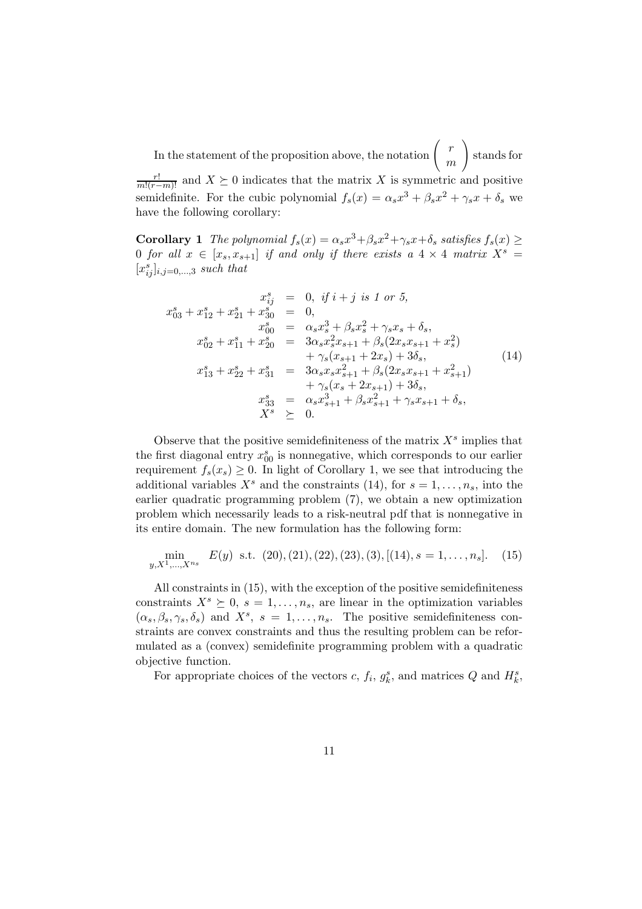In the statement of the proposition above, the notation $\begin{pmatrix} r \\ m \end{pmatrix}$ stands for $\frac{r!}{m!(r-m)!}$ and $X \succeq 0$ indicates that the matrix $X$ is symmetric and positive semidefinite. For the cubic polynomial $f_s(x) = \alpha_s x^3 + \beta_s x^2 + \gamma_s x + \delta_s$ we have the following corollary:

**Corollary 1** *The polynomial $f_s(x) = \alpha_s x^3 + \beta_s x^2 + \gamma_s x + \delta_s$ satisfies $f_s(x) \geq 0$ for all $x \in [x_s, x_{s+1}]$ if and only if there exists a $4 \times 4$ matrix $X^s = [x^s_{ij}]_{i,j=0,\ldots,3}$ such that*

$$
\begin{array}{rcl}
x^s_{ij} & = & 0, \text{ if } i+j \text{ is 1 or 5}, \\
x^s_{03} + x^s_{12} + x^s_{21} + x^s_{30} & = & 0, \\
x^s_{00} & = & \alpha_s x_s^3 + \beta_s x_s^2 + \gamma_s x_s + \delta_s, \\
x^s_{02} + x^s_{11} + x^s_{20} & = & 3\alpha_s x_s^2 x_{s+1} + \beta_s (2 x_s x_{s+1} + x_s^2) \\
& & + \gamma_s (x_{s+1} + 2x_s) + 3\delta_s, \\
x^s_{13} + x^s_{22} + x^s_{31} & = & 3\alpha_s x_s x_{s+1}^2 + \beta_s (2 x_s x_{s+1} + x_{s+1}^2) \\
& & + \gamma_s (x_s + 2x_{s+1}) + 3\delta_s, \\
x^s_{33} & = & \alpha_s x_{s+1}^3 + \beta_s x_{s+1}^2 + \gamma_s x_{s+1} + \delta_s, \\
X^s & \succeq & 0.
\end{array}
\tag{14}
$$

Observe that the positive semidefiniteness of the matrix $X^s$ implies that the first diagonal entry $x^s_{00}$ is nonnegative, which corresponds to our earlier requirement $f_s(x_s) \geq 0$. In light of Corollary 1, we see that introducing the additional variables $X^s$ and the constraints (14), for $s = 1, \ldots, n_s$, into the earlier quadratic programming problem (7), we obtain a new optimization problem which necessarily leads to a risk-neutral pdf that is nonnegative in its entire domain. The new formulation has the following form:

$$
\min_{y, X^1, \ldots, X^{n_s}} \quad E(y) \text{ s.t. } (20), (21), (22), (23), (3), [(14), s = 1, \ldots, n_s]. \tag{15}
$$

All constraints in (15), with the exception of the positive semidefiniteness constraints $X^s \succeq 0$, $s = 1, \ldots, n_s$, are linear in the optimization variables $(\alpha_s, \beta_s, \gamma_s, \delta_s)$ and $X^s$, $s = 1, \ldots, n_s$. The positive semidefiniteness constraints are convex constraints and thus the resulting problem can be reformulated as a (convex) semidefinite programming problem with a quadratic objective function.

For appropriate choices of the vectors $c$, $f_i$, $g^s_k$, and matrices $Q$ and $H^s_k$,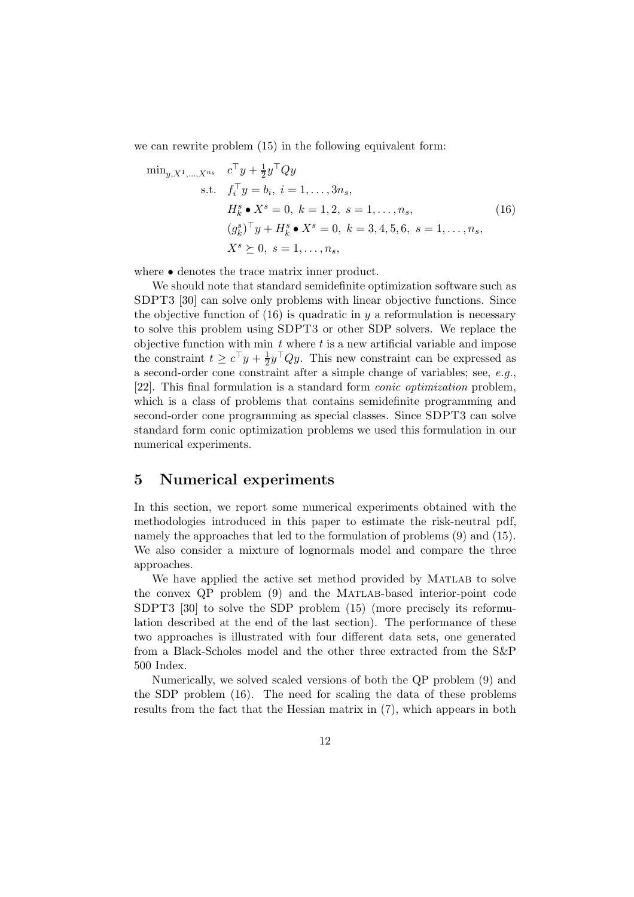we can rewrite problem (15) in the following equivalent form:

$$
\begin{aligned}
\min_{y,X^1,\ldots,X^{n_s}} \quad & c^\top y + \frac{1}{2} y^\top Q y \\
\text{s.t.} \quad & f_i^\top y = b_i, \; i = 1, \ldots, 3n_s, \\
& H_k^s \bullet X^s = 0, \; k = 1, 2, \; s = 1, \ldots, n_s, \\
& (g_k^s)^\top y + H_k^s \bullet X^s = 0, \; k = 3, 4, 5, 6, \; s = 1, \ldots, n_s, \\
& X^s \succeq 0, \; s = 1, \ldots, n_s,
\end{aligned} \tag{16}
$$

where $\bullet$ denotes the trace matrix inner product.

We should note that standard semidefinite optimization software such as SDPT3 [30] can solve only problems with linear objective functions. Since the objective function of (16) is quadratic in $y$ a reformulation is necessary to solve this problem using SDPT3 or other SDP solvers. We replace the objective function with min $t$ where $t$ is a new artificial variable and impose the constraint $t \geq c^\top y + \frac{1}{2} y^\top Q y$. This new constraint can be expressed as a second-order cone constraint after a simple change of variables; see, *e.g.*, [22]. This final formulation is a standard form *conic optimization* problem, which is a class of problems that contains semidefinite programming and second-order cone programming as special classes. Since SDPT3 can solve standard form conic optimization problems we used this formulation in our numerical experiments.

## 5 Numerical experiments

In this section, we report some numerical experiments obtained with the methodologies introduced in this paper to estimate the risk-neutral pdf, namely the approaches that led to the formulation of problems (9) and (15). We also consider a mixture of lognormals model and compare the three approaches.

We have applied the active set method provided by MATLAB to solve the convex QP problem (9) and the MATLAB-based interior-point code SDPT3 [30] to solve the SDP problem (15) (more precisely its reformulation described at the end of the last section). The performance of these two approaches is illustrated with four different data sets, one generated from a Black-Scholes model and the other three extracted from the S&P 500 Index.

Numerically, we solved scaled versions of both the QP problem (9) and the SDP problem (16). The need for scaling the data of these problems results from the fact that the Hessian matrix in (7), which appears in both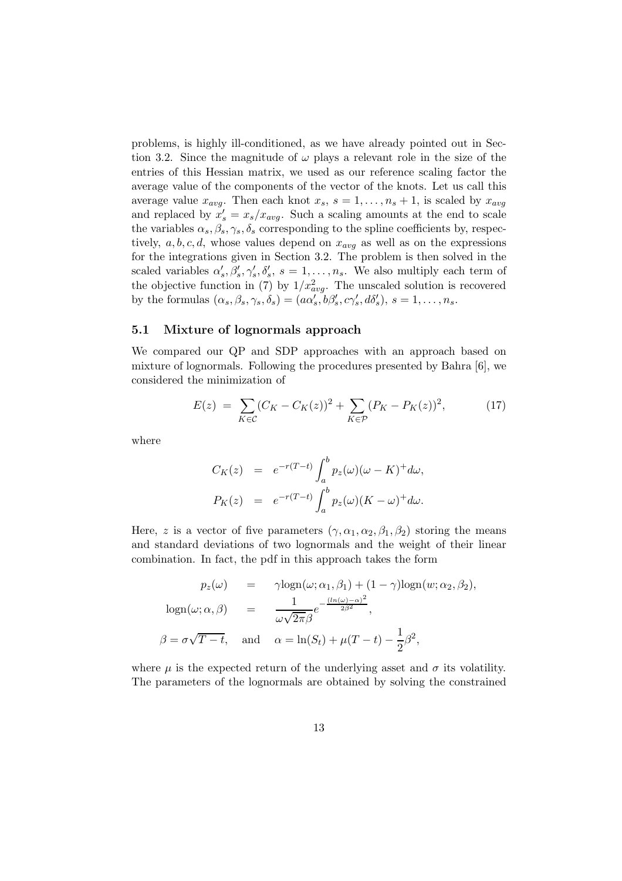problems, is highly ill-conditioned, as we have already pointed out in Section 3.2. Since the magnitude of $\omega$ plays a relevant role in the size of the entries of this Hessian matrix, we used as our reference scaling factor the average value of the components of the vector of the knots. Let us call this average value $x_{avg}$. Then each knot $x_s$, $s = 1, \ldots, n_s + 1$, is scaled by $x_{avg}$ and replaced by $x'_s = x_s / x_{avg}$. Such a scaling amounts at the end to scale the variables $\alpha_s, \beta_s, \gamma_s, \delta_s$ corresponding to the spline coefficients by, respectively, $a, b, c, d$, whose values depend on $x_{avg}$ as well as on the expressions for the integrations given in Section 3.2. The problem is then solved in the scaled variables $\alpha'_s, \beta'_s, \gamma'_s, \delta'_s$, $s = 1, \ldots, n_s$. We also multiply each term of the objective function in (7) by $1/x^2_{avg}$. The unscaled solution is recovered by the formulas $(\alpha_s, \beta_s, \gamma_s, \delta_s) = (a\alpha'_s, b\beta'_s, c\gamma'_s, d\delta'_s)$, $s = 1, \ldots, n_s$.

## 5.1 Mixture of lognormals approach

We compared our QP and SDP approaches with an approach based on mixture of lognormals. Following the procedures presented by Bahra [6], we considered the minimization of

$$E(z) \;=\; \sum_{K \in \mathcal{C}} (C_K - C_K(z))^2 + \sum_{K \in \mathcal{P}} (P_K - P_K(z))^2, \tag{17}$$

where

$$\begin{aligned}
C_K(z) &= e^{-r(T-t)} \int_a^b p_z(\omega)(\omega - K)^+ d\omega, \\
P_K(z) &= e^{-r(T-t)} \int_a^b p_z(\omega)(K - \omega)^+ d\omega.
\end{aligned}$$

Here, $z$ is a vector of five parameters $(\gamma, \alpha_1, \alpha_2, \beta_1, \beta_2)$ storing the means and standard deviations of two lognormals and the weight of their linear combination. In fact, the pdf in this approach takes the form

$$\begin{aligned}
p_z(\omega) \quad &= \quad \gamma \text{logn}(\omega; \alpha_1, \beta_1) + (1 - \gamma)\text{logn}(w; \alpha_2, \beta_2), \\
\text{logn}(\omega; \alpha, \beta) \quad &= \quad \frac{1}{\omega\sqrt{2\pi}\beta} e^{-\frac{(ln(\omega)-\alpha)^2}{2\beta^2}}, \\
\beta = \sigma\sqrt{T - t}, \quad &\text{and} \quad \alpha = \ln(S_t) + \mu(T - t) - \frac{1}{2}\beta^2,
\end{aligned}$$

where $\mu$ is the expected return of the underlying asset and $\sigma$ its volatility. The parameters of the lognormals are obtained by solving the constrained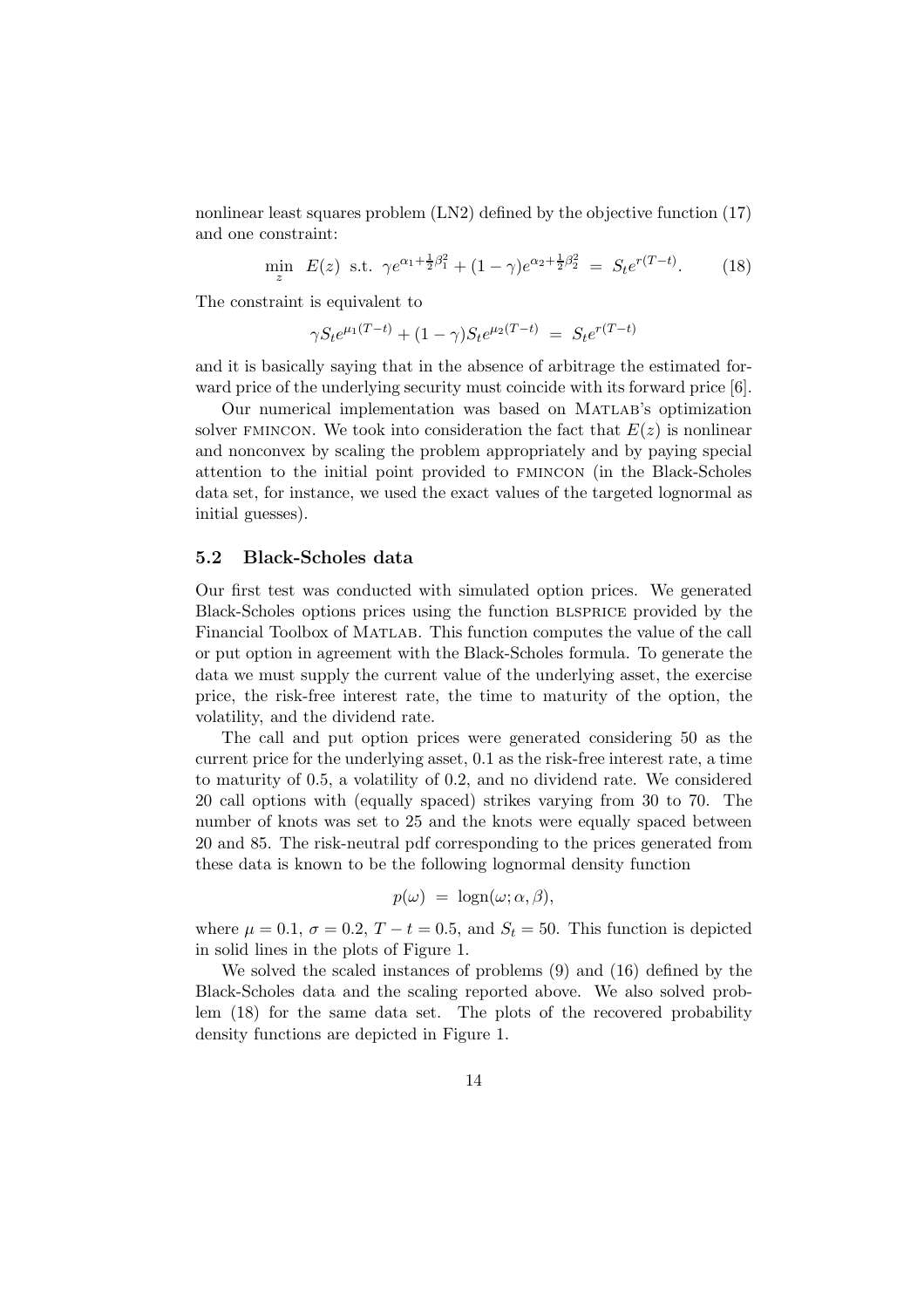nonlinear least squares problem (LN2) defined by the objective function (17) and one constraint:

$$\min_{z} \ E(z) \ \text{ s.t. } \ \gamma e^{\alpha_1 + \frac{1}{2}\beta_1^2} + (1-\gamma) e^{\alpha_2 + \frac{1}{2}\beta_2^2} \ = \ S_t e^{r(T-t)}. \qquad (18)$$

The constraint is equivalent to

$$\gamma S_t e^{\mu_1 (T-t)} + (1-\gamma) S_t e^{\mu_2 (T-t)} \ = \ S_t e^{r(T-t)}$$

and it is basically saying that in the absence of arbitrage the estimated forward price of the underlying security must coincide with its forward price [6].

Our numerical implementation was based on MATLAB's optimization solver FMINCON. We took into consideration the fact that $E(z)$ is nonlinear and nonconvex by scaling the problem appropriately and by paying special attention to the initial point provided to FMINCON (in the Black-Scholes data set, for instance, we used the exact values of the targeted lognormal as initial guesses).

### 5.2 Black-Scholes data

Our first test was conducted with simulated option prices. We generated Black-Scholes options prices using the function BLSPRICE provided by the Financial Toolbox of MATLAB. This function computes the value of the call or put option in agreement with the Black-Scholes formula. To generate the data we must supply the current value of the underlying asset, the exercise price, the risk-free interest rate, the time to maturity of the option, the volatility, and the dividend rate.

The call and put option prices were generated considering 50 as the current price for the underlying asset, 0.1 as the risk-free interest rate, a time to maturity of 0.5, a volatility of 0.2, and no dividend rate. We considered 20 call options with (equally spaced) strikes varying from 30 to 70. The number of knots was set to 25 and the knots were equally spaced between 20 and 85. The risk-neutral pdf corresponding to the prices generated from these data is known to be the following lognormal density function

$$p(\omega) \ = \ \text{logn}(\omega; \alpha, \beta),$$

where $\mu = 0.1$, $\sigma = 0.2$, $T - t = 0.5$, and $S_t = 50$. This function is depicted in solid lines in the plots of Figure 1.

We solved the scaled instances of problems (9) and (16) defined by the Black-Scholes data and the scaling reported above. We also solved problem (18) for the same data set. The plots of the recovered probability density functions are depicted in Figure 1.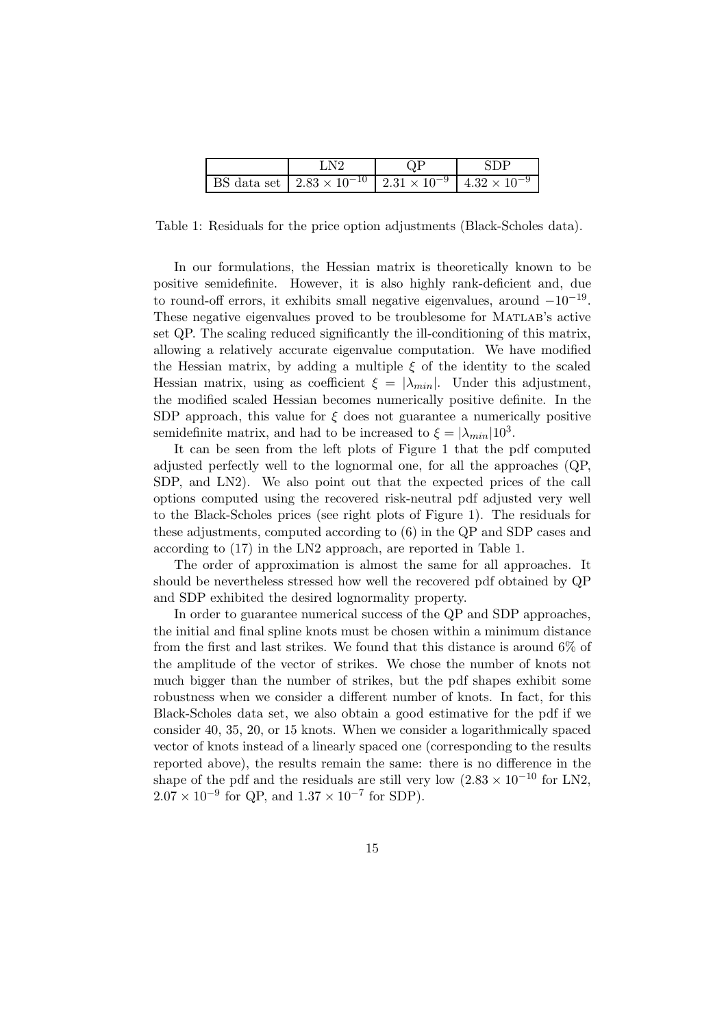|  | LN2 | QP | SDP |
| --- | --- | --- | --- |
| BS data set | $2.83 \times 10^{-10}$ | $2.31 \times 10^{-9}$ | $4.32 \times 10^{-9}$ |

Table 1: Residuals for the price option adjustments (Black-Scholes data).

In our formulations, the Hessian matrix is theoretically known to be positive semidefinite. However, it is also highly rank-deficient and, due to round-off errors, it exhibits small negative eigenvalues, around $-10^{-19}$. These negative eigenvalues proved to be troublesome for MATLAB's active set QP. The scaling reduced significantly the ill-conditioning of this matrix, allowing a relatively accurate eigenvalue computation. We have modified the Hessian matrix, by adding a multiple $\xi$ of the identity to the scaled Hessian matrix, using as coefficient $\xi = |\lambda_{min}|$. Under this adjustment, the modified scaled Hessian becomes numerically positive definite. In the SDP approach, this value for $\xi$ does not guarantee a numerically positive semidefinite matrix, and had to be increased to $\xi = |\lambda_{min}|10^3$.

It can be seen from the left plots of Figure 1 that the pdf computed adjusted perfectly well to the lognormal one, for all the approaches (QP, SDP, and LN2). We also point out that the expected prices of the call options computed using the recovered risk-neutral pdf adjusted very well to the Black-Scholes prices (see right plots of Figure 1). The residuals for these adjustments, computed according to (6) in the QP and SDP cases and according to (17) in the LN2 approach, are reported in Table 1.

The order of approximation is almost the same for all approaches. It should be nevertheless stressed how well the recovered pdf obtained by QP and SDP exhibited the desired lognormality property.

In order to guarantee numerical success of the QP and SDP approaches, the initial and final spline knots must be chosen within a minimum distance from the first and last strikes. We found that this distance is around 6% of the amplitude of the vector of strikes. We chose the number of knots not much bigger than the number of strikes, but the pdf shapes exhibit some robustness when we consider a different number of knots. In fact, for this Black-Scholes data set, we also obtain a good estimative for the pdf if we consider 40, 35, 20, or 15 knots. When we consider a logarithmically spaced vector of knots instead of a linearly spaced one (corresponding to the results reported above), the results remain the same: there is no difference in the shape of the pdf and the residuals are still very low ($2.83 \times 10^{-10}$ for LN2, $2.07 \times 10^{-9}$ for QP, and $1.37 \times 10^{-7}$ for SDP).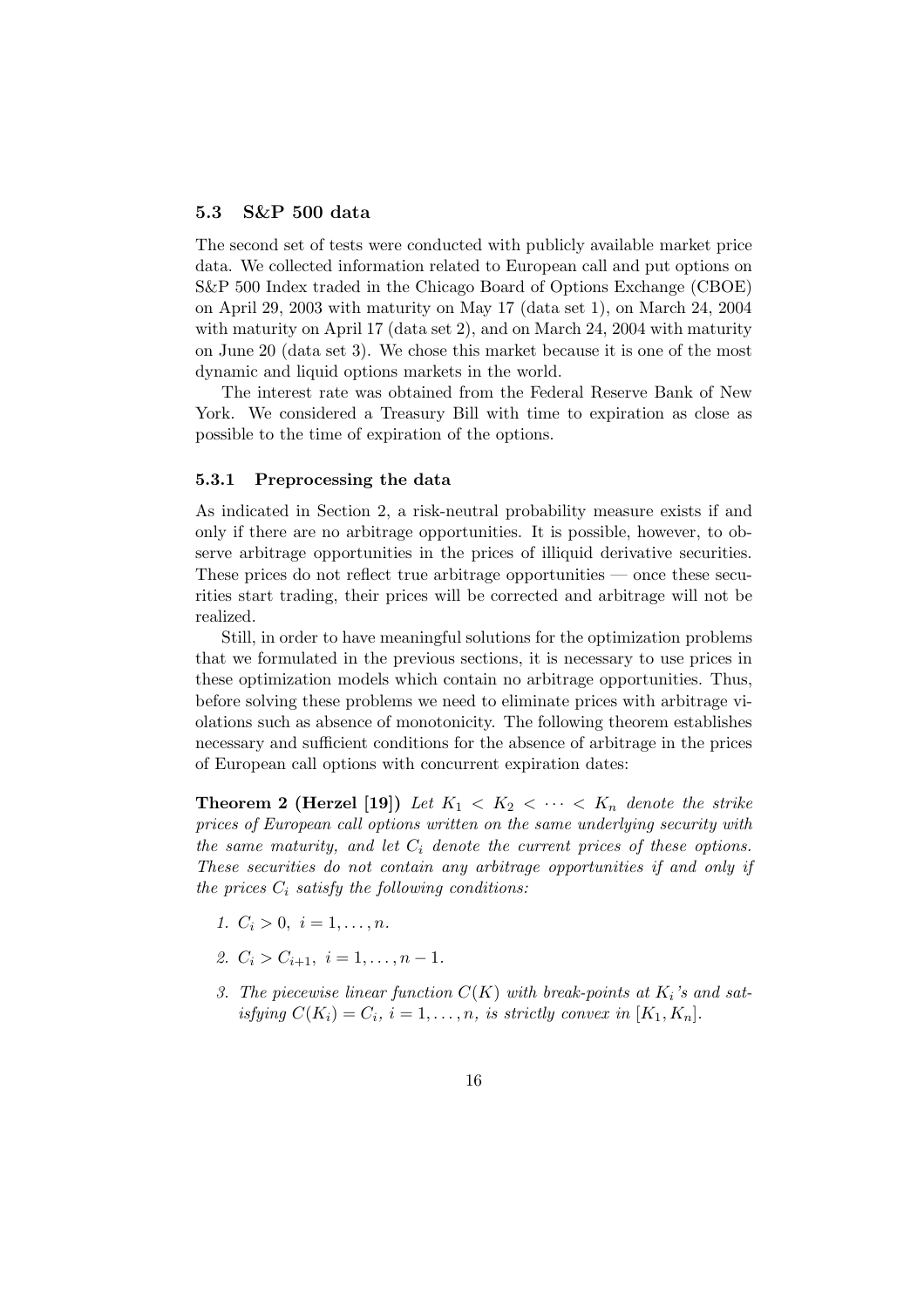### 5.3 S&P 500 data

The second set of tests were conducted with publicly available market price data. We collected information related to European call and put options on S&P 500 Index traded in the Chicago Board of Options Exchange (CBOE) on April 29, 2003 with maturity on May 17 (data set 1), on March 24, 2004 with maturity on April 17 (data set 2), and on March 24, 2004 with maturity on June 20 (data set 3). We chose this market because it is one of the most dynamic and liquid options markets in the world.

The interest rate was obtained from the Federal Reserve Bank of New York. We considered a Treasury Bill with time to expiration as close as possible to the time of expiration of the options.

#### 5.3.1 Preprocessing the data

As indicated in Section 2, a risk-neutral probability measure exists if and only if there are no arbitrage opportunities. It is possible, however, to observe arbitrage opportunities in the prices of illiquid derivative securities. These prices do not reflect true arbitrage opportunities — once these securities start trading, their prices will be corrected and arbitrage will not be realized.

Still, in order to have meaningful solutions for the optimization problems that we formulated in the previous sections, it is necessary to use prices in these optimization models which contain no arbitrage opportunities. Thus, before solving these problems we need to eliminate prices with arbitrage violations such as absence of monotonicity. The following theorem establishes necessary and sufficient conditions for the absence of arbitrage in the prices of European call options with concurrent expiration dates:

**Theorem 2 (Herzel [19])** *Let $K_1 < K_2 < \cdots < K_n$ denote the strike prices of European call options written on the same underlying security with the same maturity, and let $C_i$ denote the current prices of these options. These securities do not contain any arbitrage opportunities if and only if the prices $C_i$ satisfy the following conditions:*

1. $C_i > 0,\ i = 1, \ldots, n.$
2. $C_i > C_{i+1},\ i = 1, \ldots, n-1.$
3. *The piecewise linear function $C(K)$ with break-points at $K_i$'s and satisfying $C(K_i) = C_i$, $i = 1, \ldots, n$, is strictly convex in $[K_1, K_n]$.*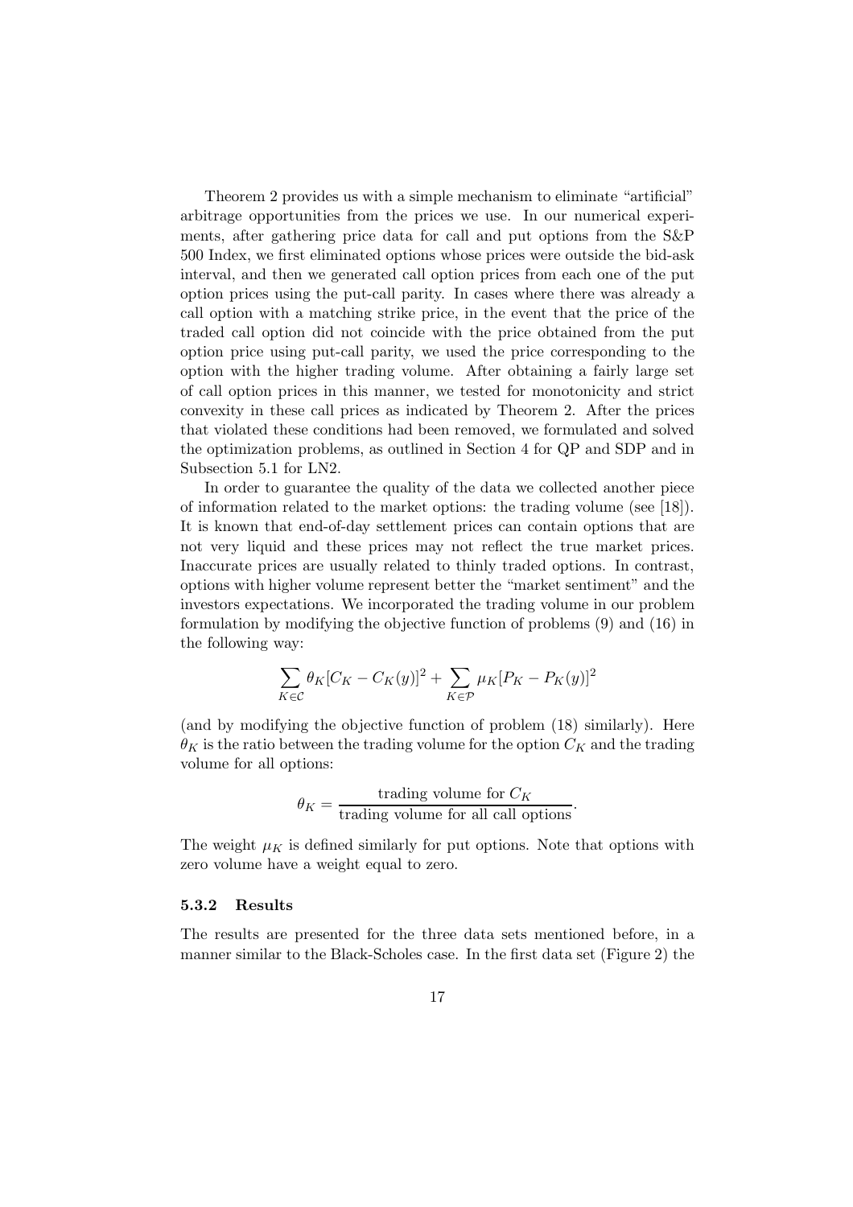Theorem 2 provides us with a simple mechanism to eliminate "artificial" arbitrage opportunities from the prices we use. In our numerical experiments, after gathering price data for call and put options from the S&P 500 Index, we first eliminated options whose prices were outside the bid-ask interval, and then we generated call option prices from each one of the put option prices using the put-call parity. In cases where there was already a call option with a matching strike price, in the event that the price of the traded call option did not coincide with the price obtained from the put option price using put-call parity, we used the price corresponding to the option with the higher trading volume. After obtaining a fairly large set of call option prices in this manner, we tested for monotonicity and strict convexity in these call prices as indicated by Theorem 2. After the prices that violated these conditions had been removed, we formulated and solved the optimization problems, as outlined in Section 4 for QP and SDP and in Subsection 5.1 for LN2.

In order to guarantee the quality of the data we collected another piece of information related to the market options: the trading volume (see [18]). It is known that end-of-day settlement prices can contain options that are not very liquid and these prices may not reflect the true market prices. Inaccurate prices are usually related to thinly traded options. In contrast, options with higher volume represent better the "market sentiment" and the investors expectations. We incorporated the trading volume in our problem formulation by modifying the objective function of problems (9) and (16) in the following way:

$$\sum_{K \in \mathcal{C}} \theta_K [C_K - C_K(y)]^2 + \sum_{K \in \mathcal{P}} \mu_K [P_K - P_K(y)]^2$$

(and by modifying the objective function of problem (18) similarly). Here $\theta_K$ is the ratio between the trading volume for the option $C_K$ and the trading volume for all options:

$$\theta_K = \frac{\text{trading volume for } C_K}{\text{trading volume for all call options}}.$$

The weight $\mu_K$ is defined similarly for put options. Note that options with zero volume have a weight equal to zero.

### 5.3.2 Results

The results are presented for the three data sets mentioned before, in a manner similar to the Black-Scholes case. In the first data set (Figure 2) the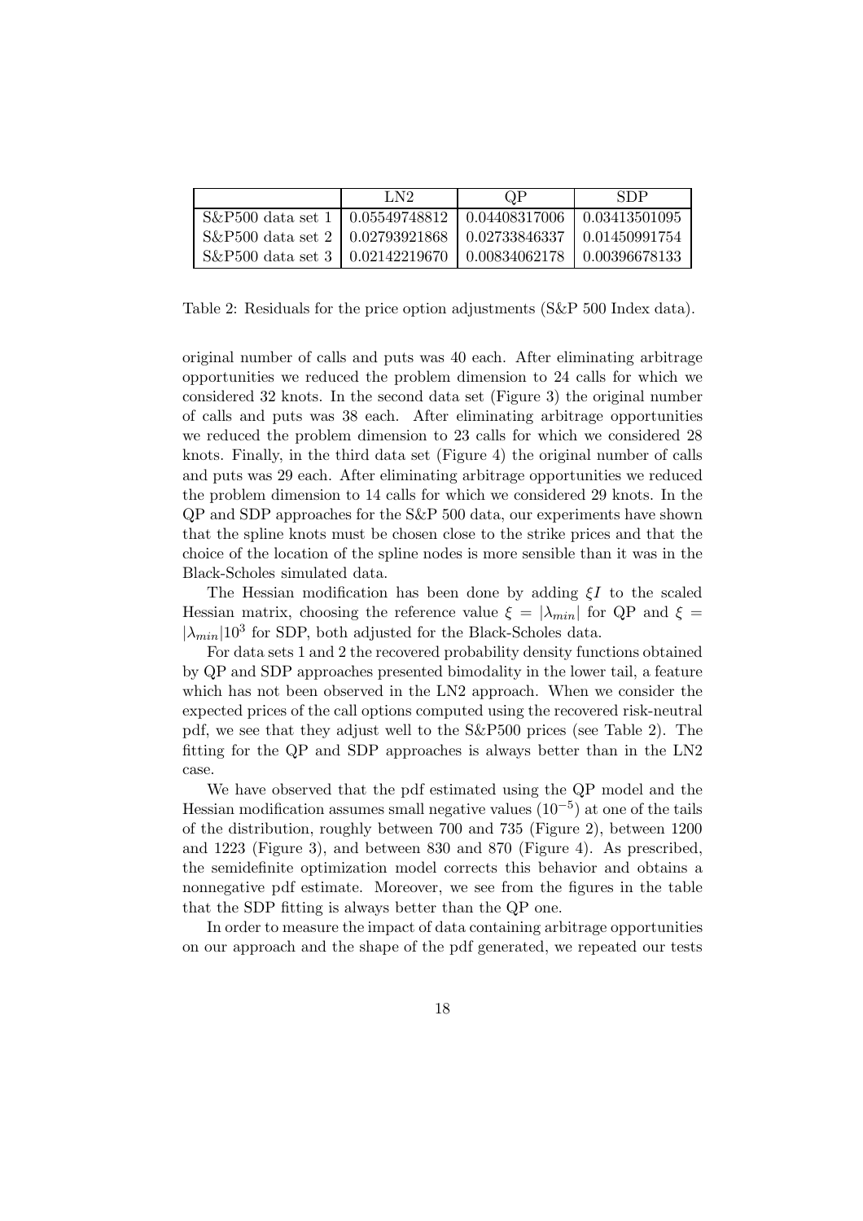| | LN2 | QP | SDP |
|---|---|---|---|
| S&P500 data set 1 | 0.05549748812 | 0.04408317006 | 0.03413501095 |
| S&P500 data set 2 | 0.02793921868 | 0.02733846337 | 0.01450991754 |
| S&P500 data set 3 | 0.02142219670 | 0.00834062178 | 0.00396678133 |

Table 2: Residuals for the price option adjustments (S&P 500 Index data).

original number of calls and puts was 40 each. After eliminating arbitrage opportunities we reduced the problem dimension to 24 calls for which we considered 32 knots. In the second data set (Figure 3) the original number of calls and puts was 38 each. After eliminating arbitrage opportunities we reduced the problem dimension to 23 calls for which we considered 28 knots. Finally, in the third data set (Figure 4) the original number of calls and puts was 29 each. After eliminating arbitrage opportunities we reduced the problem dimension to 14 calls for which we considered 29 knots. In the QP and SDP approaches for the S&P 500 data, our experiments have shown that the spline knots must be chosen close to the strike prices and that the choice of the location of the spline nodes is more sensible than it was in the Black-Scholes simulated data.

The Hessian modification has been done by adding $\xi I$ to the scaled Hessian matrix, choosing the reference value $\xi = |\lambda_{min}|$ for QP and $\xi = |\lambda_{min}|10^3$ for SDP, both adjusted for the Black-Scholes data.

For data sets 1 and 2 the recovered probability density functions obtained by QP and SDP approaches presented bimodality in the lower tail, a feature which has not been observed in the LN2 approach. When we consider the expected prices of the call options computed using the recovered risk-neutral pdf, we see that they adjust well to the S&P500 prices (see Table 2). The fitting for the QP and SDP approaches is always better than in the LN2 case.

We have observed that the pdf estimated using the QP model and the Hessian modification assumes small negative values ($10^{-5}$) at one of the tails of the distribution, roughly between 700 and 735 (Figure 2), between 1200 and 1223 (Figure 3), and between 830 and 870 (Figure 4). As prescribed, the semidefinite optimization model corrects this behavior and obtains a nonnegative pdf estimate. Moreover, we see from the figures in the table that the SDP fitting is always better than the QP one.

In order to measure the impact of data containing arbitrage opportunities on our approach and the shape of the pdf generated, we repeated our tests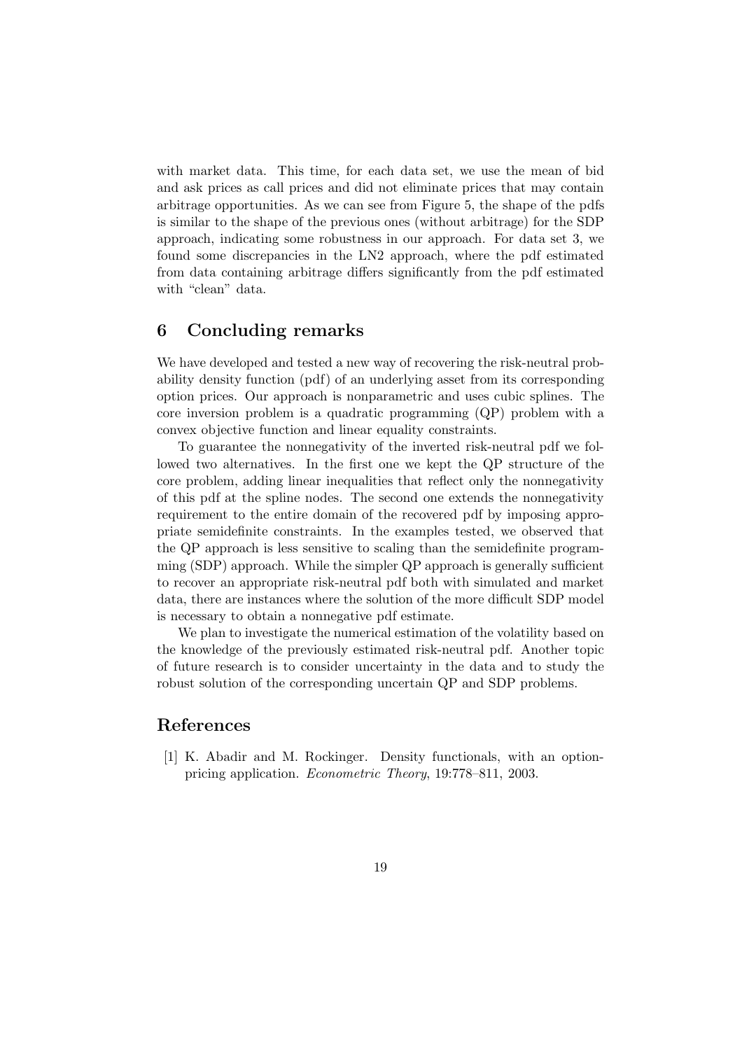with market data. This time, for each data set, we use the mean of bid and ask prices as call prices and did not eliminate prices that may contain arbitrage opportunities. As we can see from Figure 5, the shape of the pdfs is similar to the shape of the previous ones (without arbitrage) for the SDP approach, indicating some robustness in our approach. For data set 3, we found some discrepancies in the LN2 approach, where the pdf estimated from data containing arbitrage differs significantly from the pdf estimated with "clean" data.

## 6 Concluding remarks

We have developed and tested a new way of recovering the risk-neutral probability density function (pdf) of an underlying asset from its corresponding option prices. Our approach is nonparametric and uses cubic splines. The core inversion problem is a quadratic programming (QP) problem with a convex objective function and linear equality constraints.

To guarantee the nonnegativity of the inverted risk-neutral pdf we followed two alternatives. In the first one we kept the QP structure of the core problem, adding linear inequalities that reflect only the nonnegativity of this pdf at the spline nodes. The second one extends the nonnegativity requirement to the entire domain of the recovered pdf by imposing appropriate semidefinite constraints. In the examples tested, we observed that the QP approach is less sensitive to scaling than the semidefinite programming (SDP) approach. While the simpler QP approach is generally sufficient to recover an appropriate risk-neutral pdf both with simulated and market data, there are instances where the solution of the more difficult SDP model is necessary to obtain a nonnegative pdf estimate.

We plan to investigate the numerical estimation of the volatility based on the knowledge of the previously estimated risk-neutral pdf. Another topic of future research is to consider uncertainty in the data and to study the robust solution of the corresponding uncertain QP and SDP problems.

## References

[1] K. Abadir and M. Rockinger. Density functionals, with an option-pricing application. *Econometric Theory*, 19:778–811, 2003.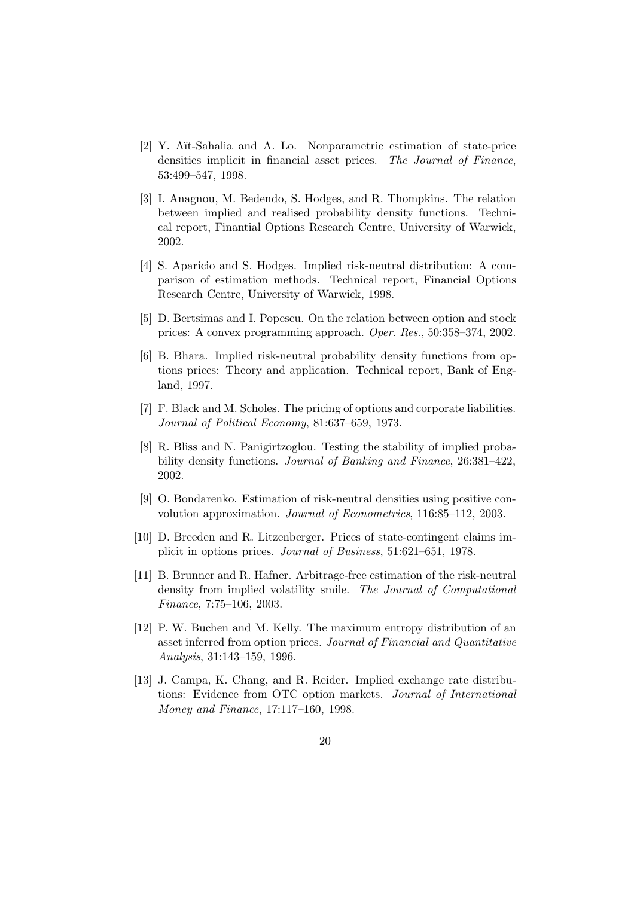[2] Y. Aït-Sahalia and A. Lo. Nonparametric estimation of state-price densities implicit in financial asset prices. *The Journal of Finance*, 53:499–547, 1998.

[3] I. Anagnou, M. Bedendo, S. Hodges, and R. Thompkins. The relation between implied and realised probability density functions. Technical report, Finantial Options Research Centre, University of Warwick, 2002.

[4] S. Aparicio and S. Hodges. Implied risk-neutral distribution: A comparison of estimation methods. Technical report, Financial Options Research Centre, University of Warwick, 1998.

[5] D. Bertsimas and I. Popescu. On the relation between option and stock prices: A convex programming approach. *Oper. Res.*, 50:358–374, 2002.

[6] B. Bhara. Implied risk-neutral probability density functions from options prices: Theory and application. Technical report, Bank of England, 1997.

[7] F. Black and M. Scholes. The pricing of options and corporate liabilities. *Journal of Political Economy*, 81:637–659, 1973.

[8] R. Bliss and N. Panigirtzoglou. Testing the stability of implied probability density functions. *Journal of Banking and Finance*, 26:381–422, 2002.

[9] O. Bondarenko. Estimation of risk-neutral densities using positive convolution approximation. *Journal of Econometrics*, 116:85–112, 2003.

[10] D. Breeden and R. Litzenberger. Prices of state-contingent claims implicit in options prices. *Journal of Business*, 51:621–651, 1978.

[11] B. Brunner and R. Hafner. Arbitrage-free estimation of the risk-neutral density from implied volatility smile. *The Journal of Computational Finance*, 7:75–106, 2003.

[12] P. W. Buchen and M. Kelly. The maximum entropy distribution of an asset inferred from option prices. *Journal of Financial and Quantitative Analysis*, 31:143–159, 1996.

[13] J. Campa, K. Chang, and R. Reider. Implied exchange rate distributions: Evidence from OTC option markets. *Journal of International Money and Finance*, 17:117–160, 1998.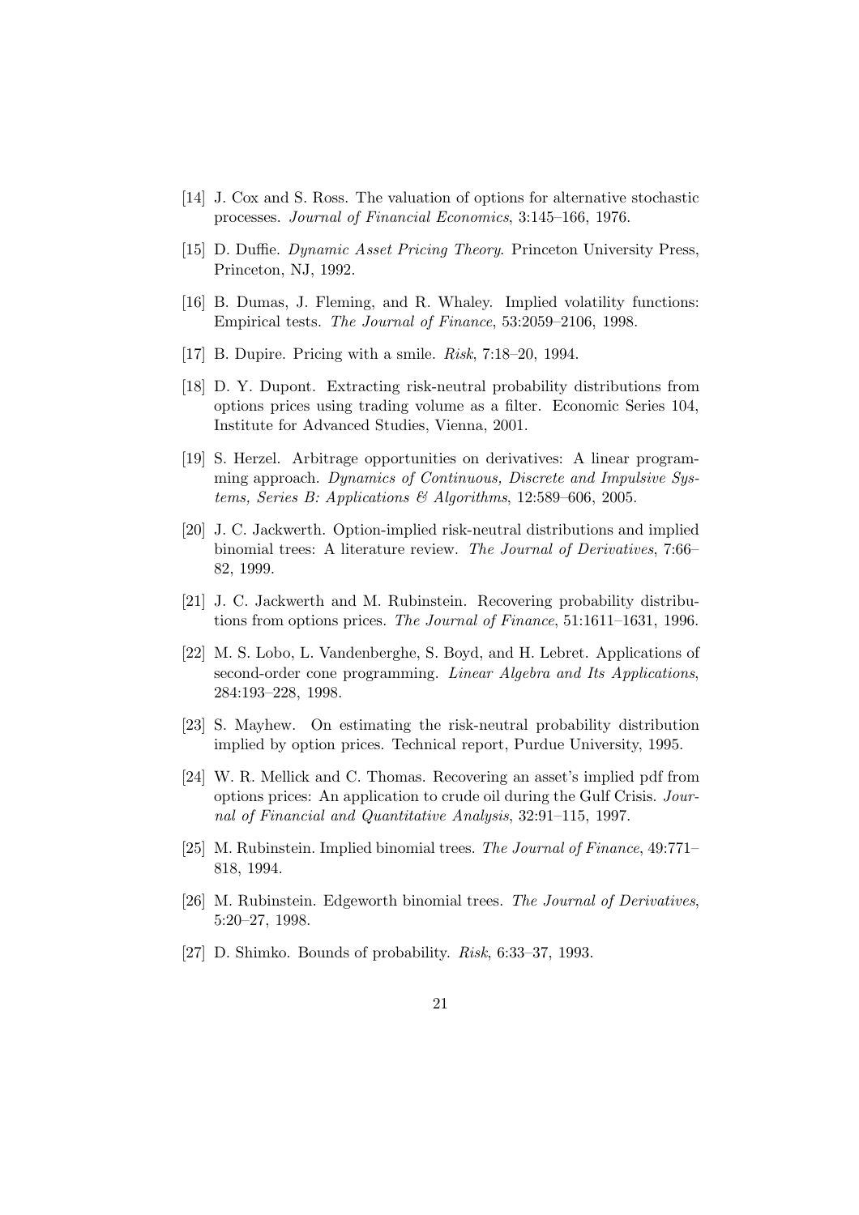[14] J. Cox and S. Ross. The valuation of options for alternative stochastic processes. *Journal of Financial Economics*, 3:145–166, 1976.

[15] D. Duffie. *Dynamic Asset Pricing Theory*. Princeton University Press, Princeton, NJ, 1992.

[16] B. Dumas, J. Fleming, and R. Whaley. Implied volatility functions: Empirical tests. *The Journal of Finance*, 53:2059–2106, 1998.

[17] B. Dupire. Pricing with a smile. *Risk*, 7:18–20, 1994.

[18] D. Y. Dupont. Extracting risk-neutral probability distributions from options prices using trading volume as a filter. Economic Series 104, Institute for Advanced Studies, Vienna, 2001.

[19] S. Herzel. Arbitrage opportunities on derivatives: A linear programming approach. *Dynamics of Continuous, Discrete and Impulsive Systems, Series B: Applications & Algorithms*, 12:589–606, 2005.

[20] J. C. Jackwerth. Option-implied risk-neutral distributions and implied binomial trees: A literature review. *The Journal of Derivatives*, 7:66–82, 1999.

[21] J. C. Jackwerth and M. Rubinstein. Recovering probability distributions from options prices. *The Journal of Finance*, 51:1611–1631, 1996.

[22] M. S. Lobo, L. Vandenberghe, S. Boyd, and H. Lebret. Applications of second-order cone programming. *Linear Algebra and Its Applications*, 284:193–228, 1998.

[23] S. Mayhew. On estimating the risk-neutral probability distribution implied by option prices. Technical report, Purdue University, 1995.

[24] W. R. Mellick and C. Thomas. Recovering an asset's implied pdf from options prices: An application to crude oil during the Gulf Crisis. *Journal of Financial and Quantitative Analysis*, 32:91–115, 1997.

[25] M. Rubinstein. Implied binomial trees. *The Journal of Finance*, 49:771–818, 1994.

[26] M. Rubinstein. Edgeworth binomial trees. *The Journal of Derivatives*, 5:20–27, 1998.

[27] D. Shimko. Bounds of probability. *Risk*, 6:33–37, 1993.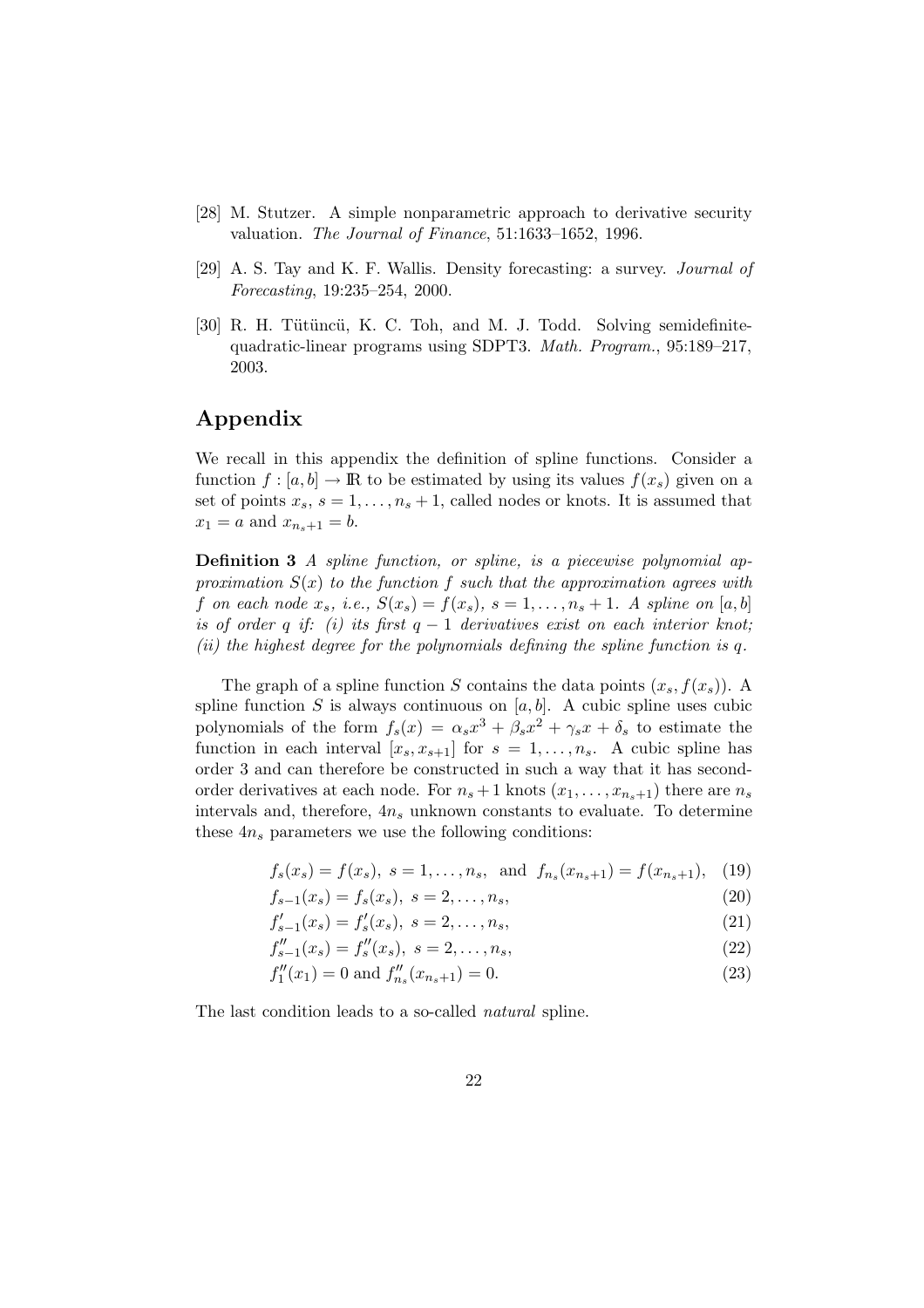[28] M. Stutzer. A simple nonparametric approach to derivative security valuation. *The Journal of Finance*, 51:1633–1652, 1996.

[29] A. S. Tay and K. F. Wallis. Density forecasting: a survey. *Journal of Forecasting*, 19:235–254, 2000.

[30] R. H. Tütüncü, K. C. Toh, and M. J. Todd. Solving semidefinite-quadratic-linear programs using SDPT3. *Math. Program.*, 95:189–217, 2003.

## Appendix

We recall in this appendix the definition of spline functions. Consider a function $f : [a, b] \to \mathbb{R}$ to be estimated by using its values $f(x_s)$ given on a set of points $x_s$, $s = 1, \ldots, n_s + 1$, called nodes or knots. It is assumed that $x_1 = a$ and $x_{n_s+1} = b$.

**Definition 3** *A spline function, or spline, is a piecewise polynomial approximation $S(x)$ to the function $f$ such that the approximation agrees with $f$ on each node $x_s$, i.e., $S(x_s) = f(x_s)$, $s = 1, \ldots, n_s + 1$. A spline on $[a, b]$ is of order $q$ if: (i) its first $q - 1$ derivatives exist on each interior knot; (ii) the highest degree for the polynomials defining the spline function is $q$.*

The graph of a spline function $S$ contains the data points $(x_s, f(x_s))$. A spline function $S$ is always continuous on $[a, b]$. A cubic spline uses cubic polynomials of the form $f_s(x) = \alpha_s x^3 + \beta_s x^2 + \gamma_s x + \delta_s$ to estimate the function in each interval $[x_s, x_{s+1}]$ for $s = 1, \ldots, n_s$. A cubic spline has order 3 and can therefore be constructed in such a way that it has second-order derivatives at each node. For $n_s + 1$ knots $(x_1, \ldots, x_{n_s+1})$ there are $n_s$ intervals and, therefore, $4n_s$ unknown constants to evaluate. To determine these $4n_s$ parameters we use the following conditions:

$$f_s(x_s) = f(x_s),\ s = 1, \ldots, n_s, \ \text{ and } \ f_{n_s}(x_{n_s+1}) = f(x_{n_s+1}), \quad (19)$$

$$f_{s-1}(x_s) = f_s(x_s),\ s = 2, \ldots, n_s, \quad (20)$$

$$f'_{s-1}(x_s) = f'_s(x_s),\ s = 2, \ldots, n_s, \quad (21)$$

$$f''_{s-1}(x_s) = f''_s(x_s),\ s = 2, \ldots, n_s, \quad (22)$$

$$f''_1(x_1) = 0 \text{ and } f''_{n_s}(x_{n_s+1}) = 0. \quad (23)$$

The last condition leads to a so-called *natural* spline.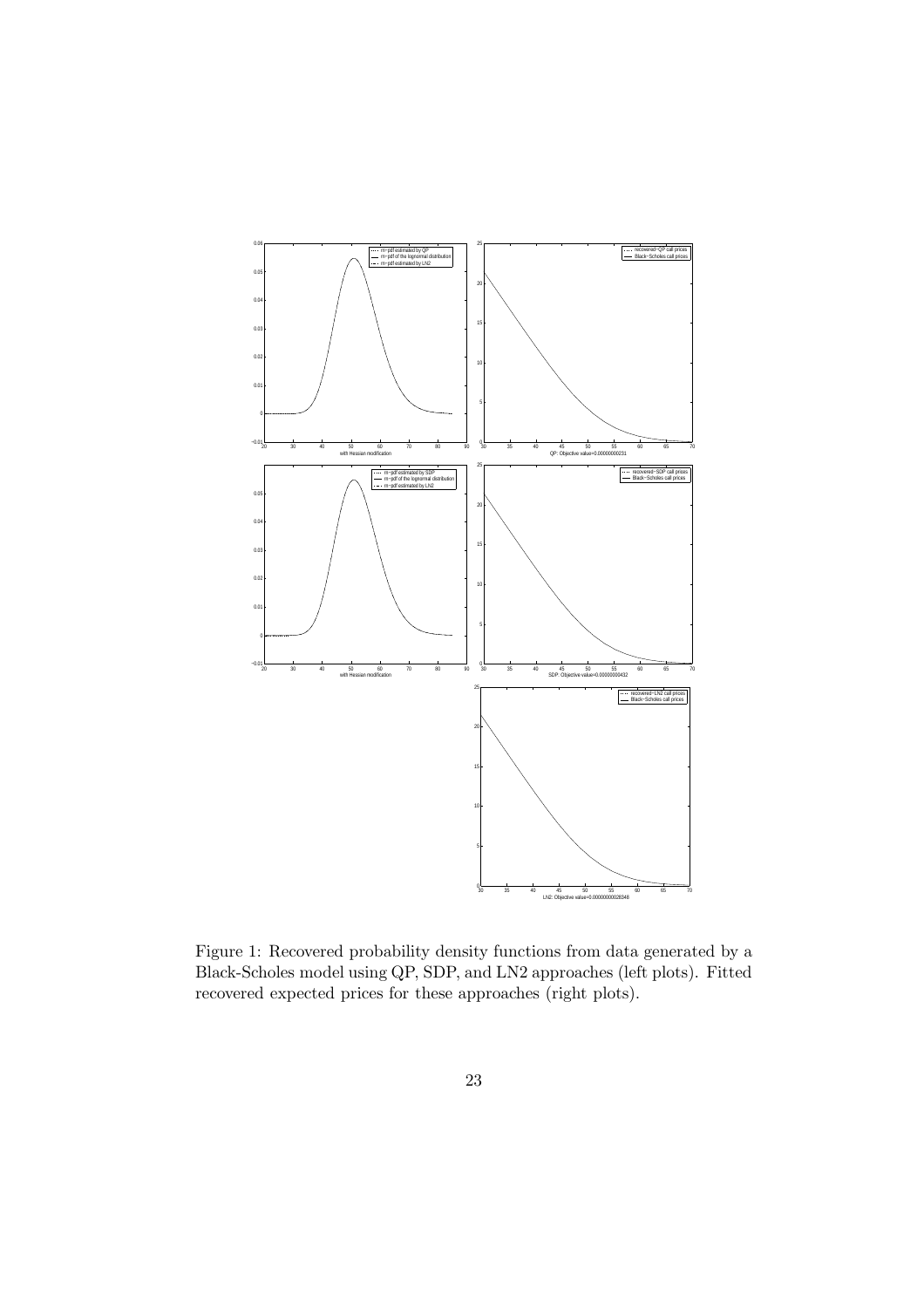Figure 1: Recovered probability density functions from data generated by a Black-Scholes model using QP, SDP, and LN2 approaches (left plots). Fitted recovered expected prices for these approaches (right plots).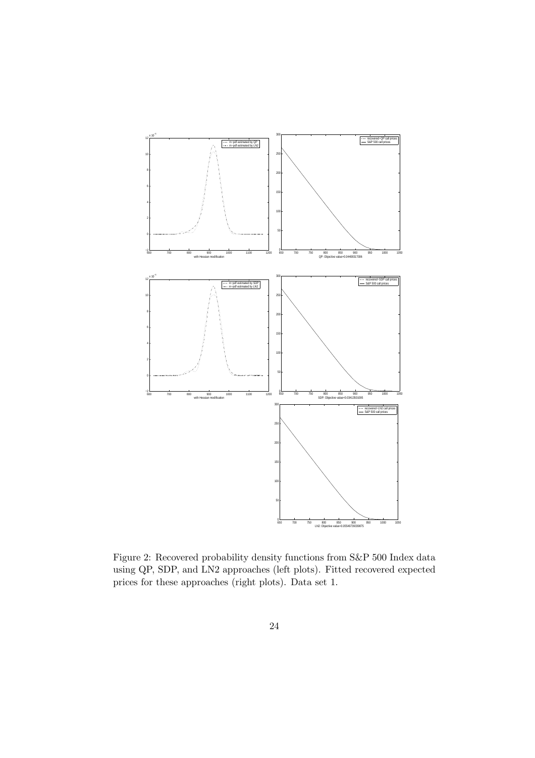Figure 2: Recovered probability density functions from S&P 500 Index data using QP, SDP, and LN2 approaches (left plots). Fitted recovered expected prices for these approaches (right plots). Data set 1.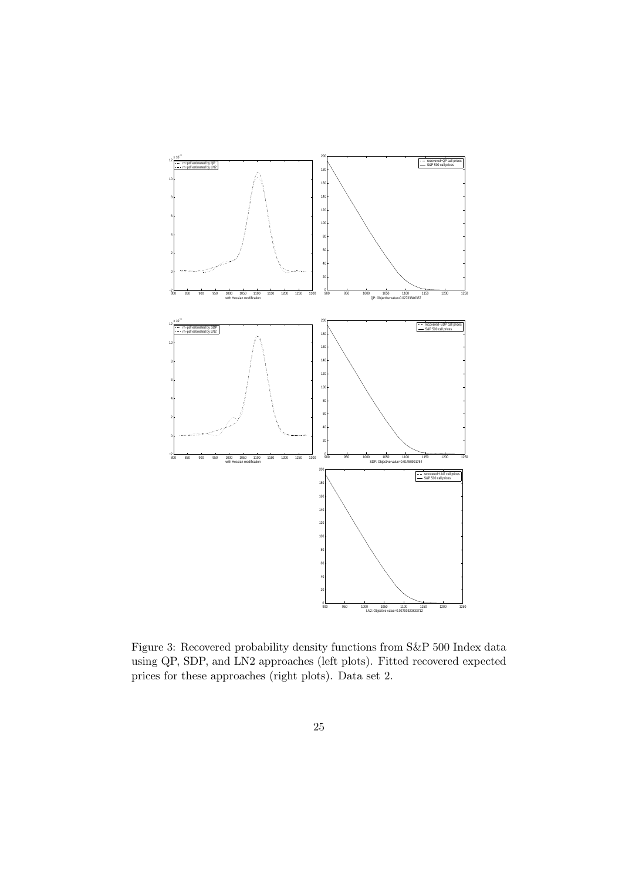Figure 3: Recovered probability density functions from S&P 500 Index data using QP, SDP, and LN2 approaches (left plots). Fitted recovered expected prices for these approaches (right plots). Data set 2.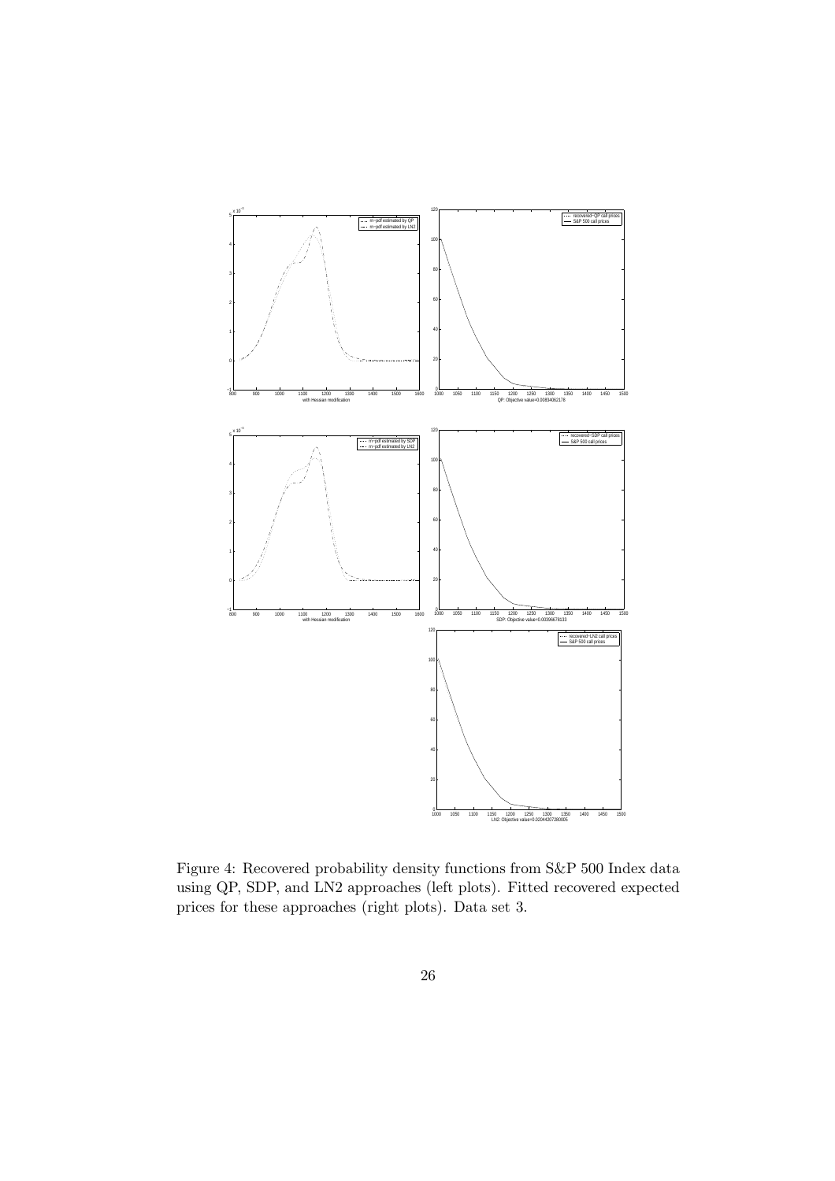Figure 4: Recovered probability density functions from S&P 500 Index data using QP, SDP, and LN2 approaches (left plots). Fitted recovered expected prices for these approaches (right plots). Data set 3.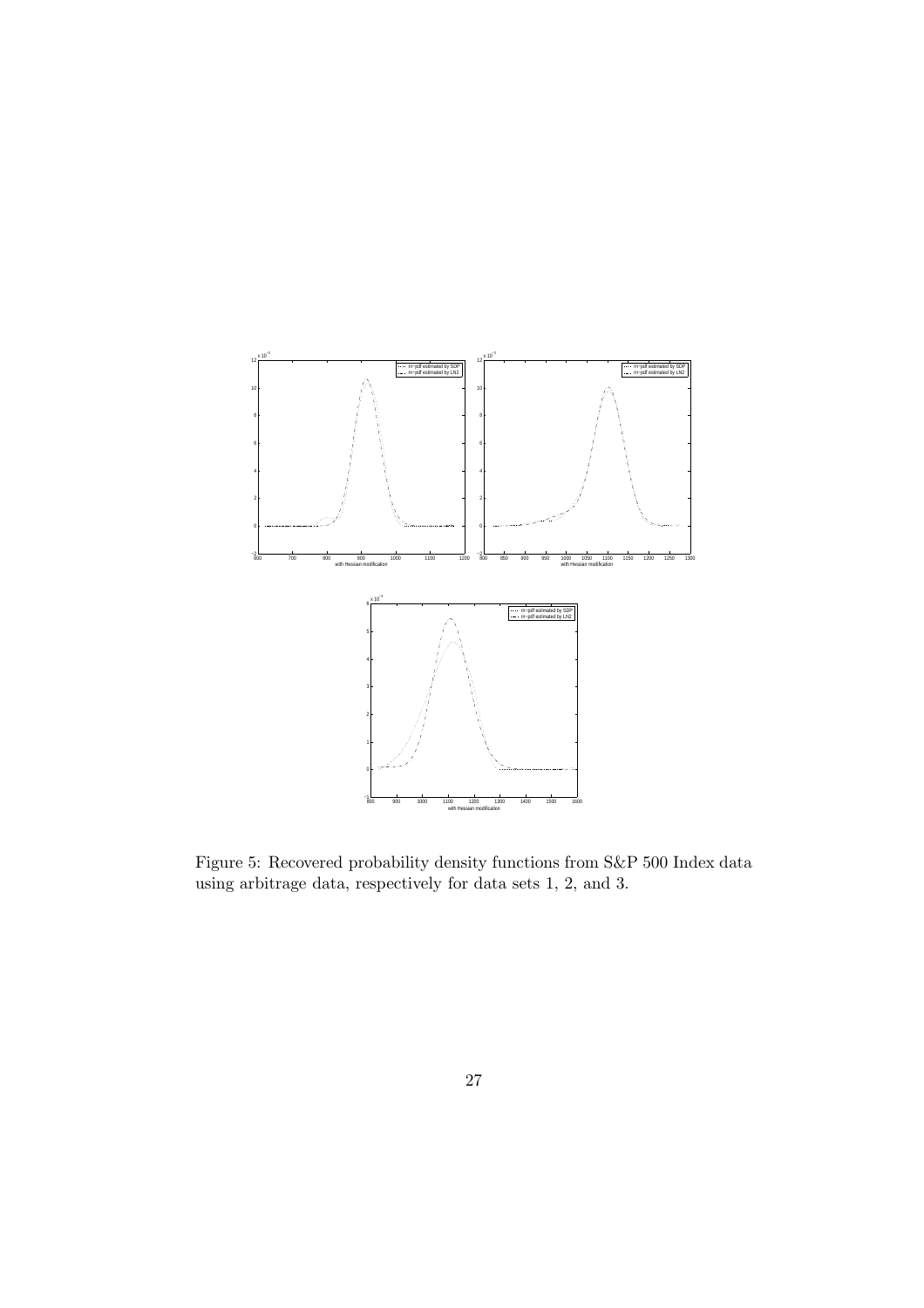x 10^-3

m−pdf estimated by SDP
m−pdf estimated by LN2

12
10
8
6
4
2
0
−2

600 700 800 900 1000 1100 1200

with Hessian modification

x 10^-3

m−pdf estimated by SDP
m−pdf estimated by LN2

12
10
8
6
4
2
0
−2

800 850 900 950 1000 1050 1100 1150 1200 1250 1300

with Hessian modification

x 10^-3

m−pdf estimated by SDP
m−pdf estimated by LN2

6
5
4
3
2
1
0
−1

800 900 1000 1100 1200 1300 1400 1500 1600

with Hessian modification

Figure 5: Recovered probability density functions from S&P 500 Index data using arbitrage data, respectively for data sets 1, 2, and 3.